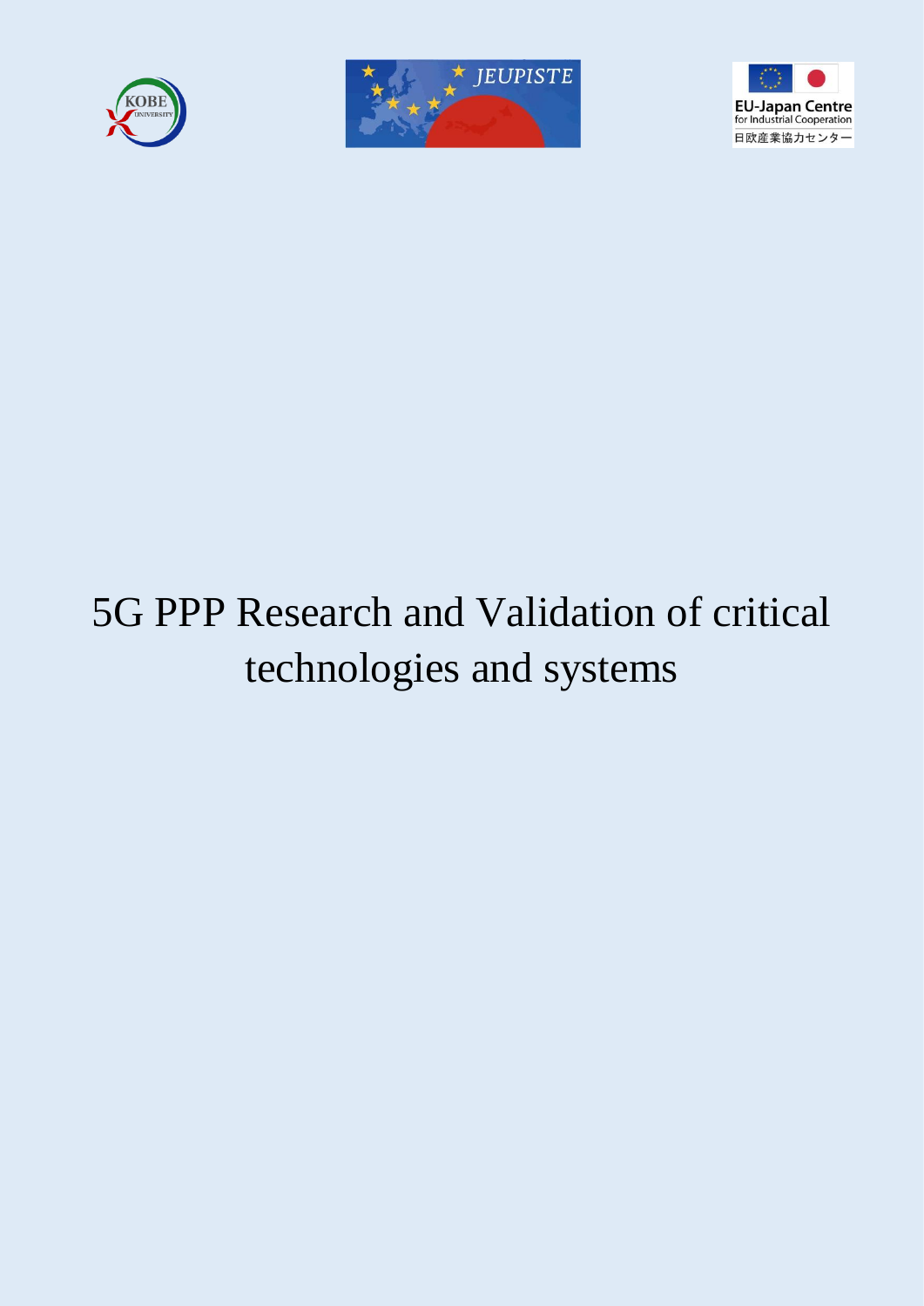# 5G PPP Research and Validation of critical technologies and systems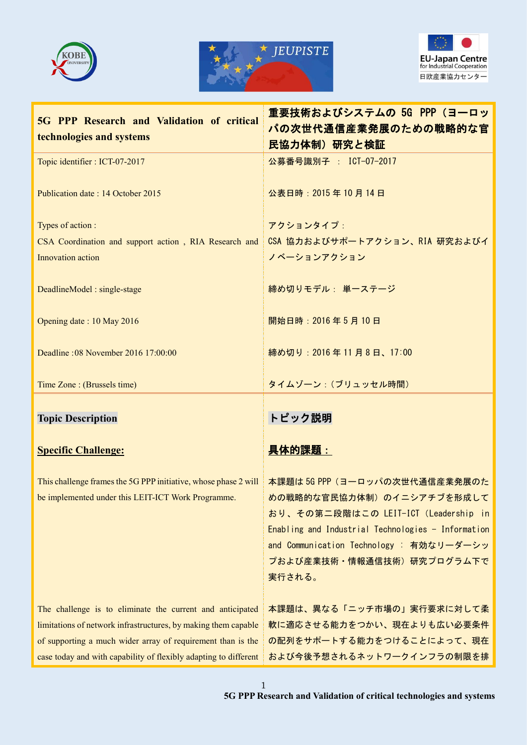| 5G PPP Research and Validation of critical technologies and systems | 重要技術およびシステムの 5G PPP（ヨーロッパの次世代通信産業発展のための戦略的な官民協力体制）研究と検証 |
|---|---|
| Topic identifier : ICT-07-2017<br><br>Publication date : 14 October 2015<br><br>Types of action :<br>CSA Coordination and support action , RIA Research and Innovation action<br><br>DeadlineModel : single-stage<br><br>Opening date : 10 May 2016<br><br>Deadline :08 November 2016 17:00:00<br><br>Time Zone : (Brussels time) | 公募番号識別子 ： ICT-07-2017<br><br>公表日時：2015 年 10 月 14 日<br><br>アクションタイプ：<br>CSA 協力およびサポートアクション、RIA 研究およびイノベーションアクション<br><br>締め切りモデル： 単一ステージ<br><br>開始日時：2016 年 5 月 10 日<br><br>締め切り：2016 年 11 月 8 日、17:00<br><br>タイムゾーン：（ブリュッセル時間） |

| **Topic Description** | **トピック説明** |
|---|---|
| **Specific Challenge:** | **具体的課題：** |
| This challenge frames the 5G PPP initiative, whose phase 2 will be implemented under this LEIT-ICT Work Programme. | 本課題は 5G PPP（ヨーロッパの次世代通信産業発展のための戦略的な官民協力体制）のイニシアチブを形成しており、その第二段階はこの LEIT-ICT（Leadership in Enabling and Industrial Technologies – Information and Communication Technology ： 有効なリーダーシップおよび産業技術・情報通信技術）研究プログラム下で実行される。 |
| The challenge is to eliminate the current and anticipated limitations of network infrastructures, by making them capable of supporting a much wider array of requirement than is the case today and with capability of flexibly adapting to different | 本課題は、異なる「ニッチ市場の」実行要求に対して柔軟に適応させる能力をつかい、現在よりも広い必要条件の配列をサポートする能力をつけることによって、現在および今後予想されるネットワークインフラの制限を排 |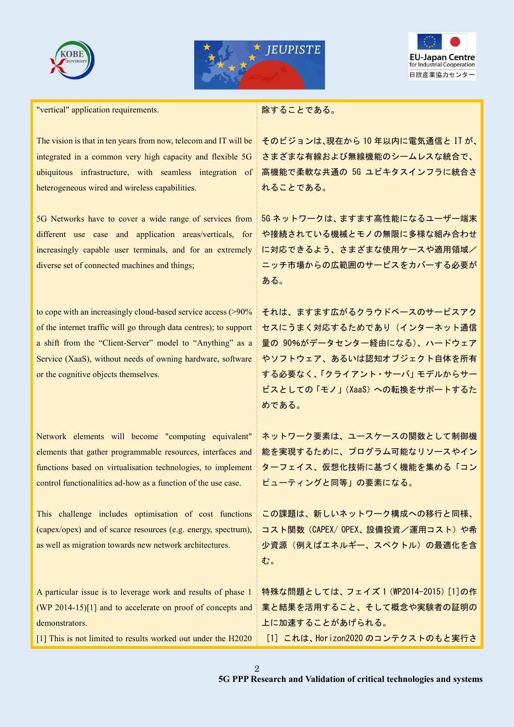| | |
|---|---|
| "vertical" application requirements. | 除することである。 |
| The vision is that in ten years from now, telecom and IT will be integrated in a common very high capacity and flexible 5G ubiquitous infrastructure, with seamless integration of heterogeneous wired and wireless capabilities. | そのビジョンは､現在から 10 年以内に電気通信と IT が､さまざまな有線および無線機能のシームレスな統合で、高機能で柔軟な共通の 5G ユビキタスインフラに統合されることである。 |
| 5G Networks have to cover a wide range of services from different use case and application areas/verticals, for increasingly capable user terminals, and for an extremely diverse set of connected machines and things; | 5G ネットワークは、ますます高性能になるユーザー端末や接続されている機械とモノの無限に多様な組み合わせに対応できるよう、さまざまな使用ケースや適用領域／ニッチ市場からの広範囲のサービスをカバーする必要がある。 |
| to cope with an increasingly cloud-based service access (>90% of the internet traffic will go through data centres); to support a shift from the "Client-Server" model to "Anything" as a Service (XaaS), without needs of owning hardware, software or the cognitive objects themselves. | それは、ますます広がるクラウドベースのサービスアクセスにうまく対応するためであり（インターネット通信量の 90%がデータセンター経由になる）、ハードウェアやソフトウェア、あるいは認知オブジェクト自体を所有する必要なく､「クライアント・サーバ」モデルからサービスとしての「モノ」（XaaS）への転換をサポートするためである。 |
| Network elements will become "computing equivalent" elements that gather programmable resources, interfaces and functions based on virtualisation technologies, to implement control functionalities ad-how as a function of the use case. | ネットワーク要素は、ユースケースの関数として制御機能を実現するために、プログラム可能なリソースやインターフェイス、仮想化技術に基づく機能を集める「コンピューティングと同等」の要素になる。 |
| This challenge includes optimisation of cost functions (capex/opex) and of scarce resources (e.g. energy, spectrum), as well as migration towards new network architectures. | この課題は、新しいネットワーク構成への移行と同様、コスト関数（CAPEX/ OPEX、設備投資／運用コスト）や希少資源（例えばエネルギー、スペクトル）の最適化を含む。 |
| A particular issue is to leverage work and results of phase 1 (WP 2014-15)[1] and to accelerate on proof of concepts and demonstrators.<br>[1] This is not limited to results worked out under the H2020 | 特殊な問題としては、フェイズ 1（WP2014-2015）[1]の作業と結果を活用すること、そして概念や実験者の証明の上に加速することがあげられる。<br>[1] これは､Horizon2020 のコンテクストのもと実行さ |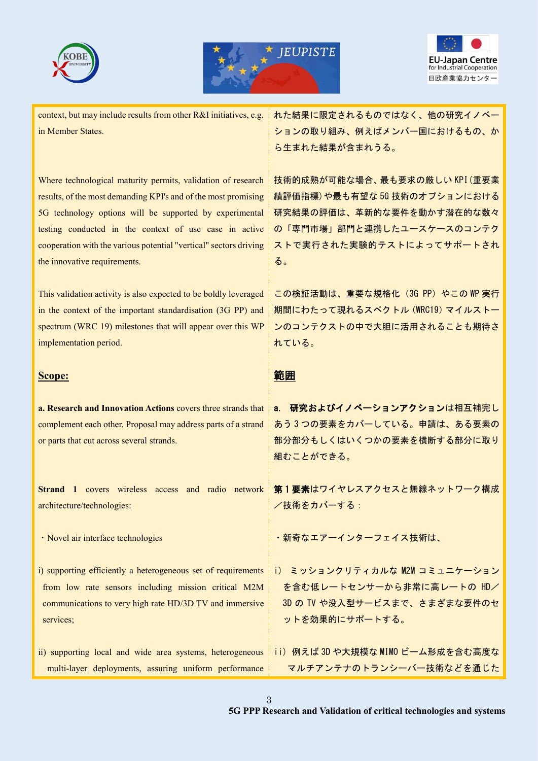context, but may include results from other R&I initiatives, e.g. in Member States.

れた結果に限定されるものではなく、他の研究イノベーションの取り組み、例えばメンバー国におけるもの、から生まれた結果が含まれうる。

Where technological maturity permits, validation of research results, of the most demanding KPI's and of the most promising 5G technology options will be supported by experimental testing conducted in the context of use case in active cooperation with the various potential "vertical" sectors driving the innovative requirements.

技術的成熟が可能な場合、最も要求の厳しい KPI（重要業績評価指標）や最も有望な 5G 技術のオプションにおける研究結果の評価は、革新的な要件を動かす潜在的な数々の「専門市場」部門と連携したユースケースのコンテクストで実行された実験的テストによってサポートされる。

This validation activity is also expected to be boldly leveraged in the context of the important standardisation (3G PP) and spectrum (WRC 19) milestones that will appear over this WP implementation period.

この検証活動は、重要な規格化（3G PP）やこの WP 実行期間にわたって現れるスペクトル（WRC19）マイルストーンのコンテクストの中で大胆に活用されることも期待されている。

## Scope:

## 範囲

**a. Research and Innovation Actions** covers three strands that complement each other. Proposal may address parts of a strand or parts that cut across several strands.

**a. 研究およびイノベーションアクション**は相互補完しあう 3 つの要素をカバーしている。申請は、ある要素の部分部分もしくはいくつかの要素を横断する部分に取り組むことができる。

**Strand 1** covers wireless access and radio network architecture/technologies:

**第 1 要素**はワイヤレスアクセスと無線ネットワーク構成／技術をカバーする：

・Novel air interface technologies

・新奇なエアーインターフェイス技術は、

i) supporting efficiently a heterogeneous set of requirements from low rate sensors including mission critical M2M communications to very high rate HD/3D TV and immersive services;

i） ミッションクリティカルな M2M コミュニケーションを含む低レートセンサーから非常に高レートの HD／3D の TV や没入型サービスまで、さまざまな要件のセットを効果的にサポートする。

ii) supporting local and wide area systems, heterogeneous multi-layer deployments, assuring uniform performance

ii）例えば 3D や大規模な MIMO ビーム形成を含む高度なマルチアンテナのトランシーバー技術などを通じた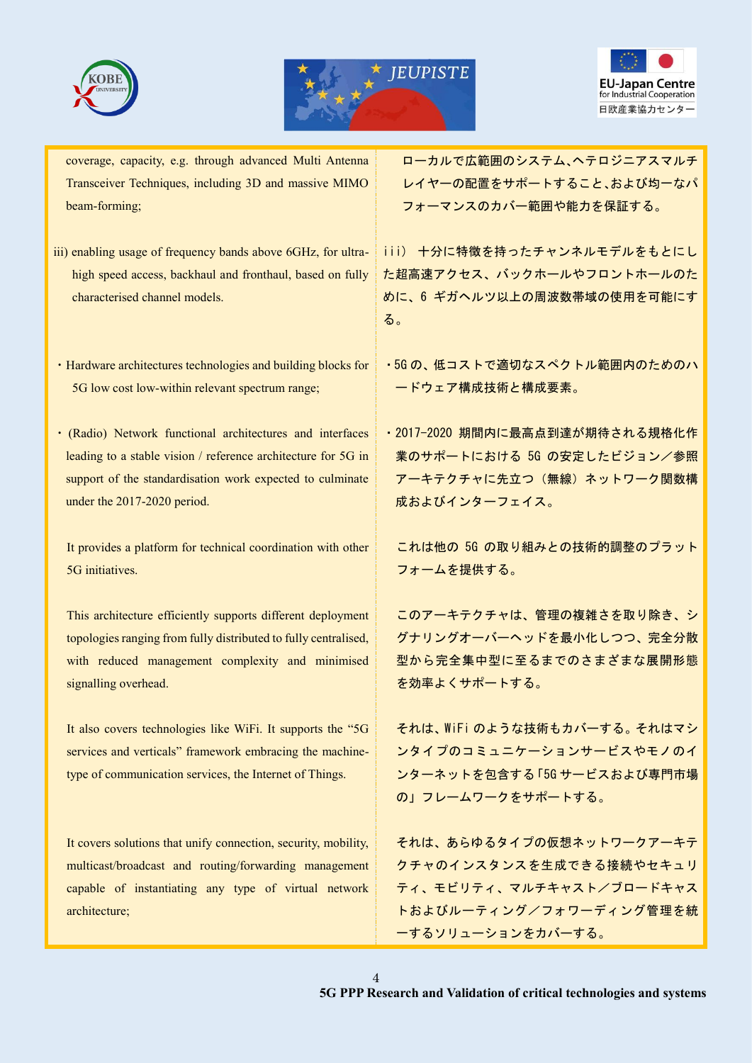| | |
|---|---|
| coverage, capacity, e.g. through advanced Multi Antenna Transceiver Techniques, including 3D and massive MIMO beam-forming; | ローカルで広範囲のシステム、ヘテロジニアスマルチレイヤーの配置をサポートすること、および均一なパフォーマンスのカバー範囲や能力を保証する。 |
| iii) enabling usage of frequency bands above 6GHz, for ultra-high speed access, backhaul and fronthaul, based on fully characterised channel models. | ｉｉｉ） 十分に特徴を持ったチャンネルモデルをもとにした超高速アクセス、バックホールやフロントホールのために、6 ギガヘルツ以上の周波数帯域の使用を可能にする。 |
| ・Hardware architectures technologies and building blocks for 5G low cost low-within relevant spectrum range; | ・5G の、低コストで適切なスペクトル範囲内のためのハードウェア構成技術と構成要素。 |
| ・(Radio) Network functional architectures and interfaces leading to a stable vision / reference architecture for 5G in support of the standardisation work expected to culminate under the 2017-2020 period. | ・2017-2020 期間内に最高点到達が期待される規格化作業のサポートにおける 5G の安定したビジョン／参照アーキテクチャに先立つ（無線）ネットワーク関数構成およびインターフェイス。 |
| It provides a platform for technical coordination with other 5G initiatives. | これは他の 5G の取り組みとの技術的調整のプラットフォームを提供する。 |
| This architecture efficiently supports different deployment topologies ranging from fully distributed to fully centralised, with reduced management complexity and minimised signalling overhead. | このアーキテクチャは、管理の複雑さを取り除き、シグナリングオーバーヘッドを最小化しつつ、完全分散型から完全集中型に至るまでのさまざまな展開形態を効率よくサポートする。 |
| It also covers technologies like WiFi. It supports the "5G services and verticals" framework embracing the machine-type of communication services, the Internet of Things. | それは、WiFi のような技術もカバーする。それはマシンタイプのコミュニケーションサービスやモノのインターネットを包含する「5G サービスおよび専門市場の」フレームワークをサポートする。 |
| It covers solutions that unify connection, security, mobility, multicast/broadcast and routing/forwarding management capable of instantiating any type of virtual network architecture; | それは、あらゆるタイプの仮想ネットワークアーキテクチャのインスタンスを生成できる接続やセキュリティ、モビリティ、マルチキャスト／ブロードキャストおよびルーティング／フォワーディング管理を統一するソリューションをカバーする。 |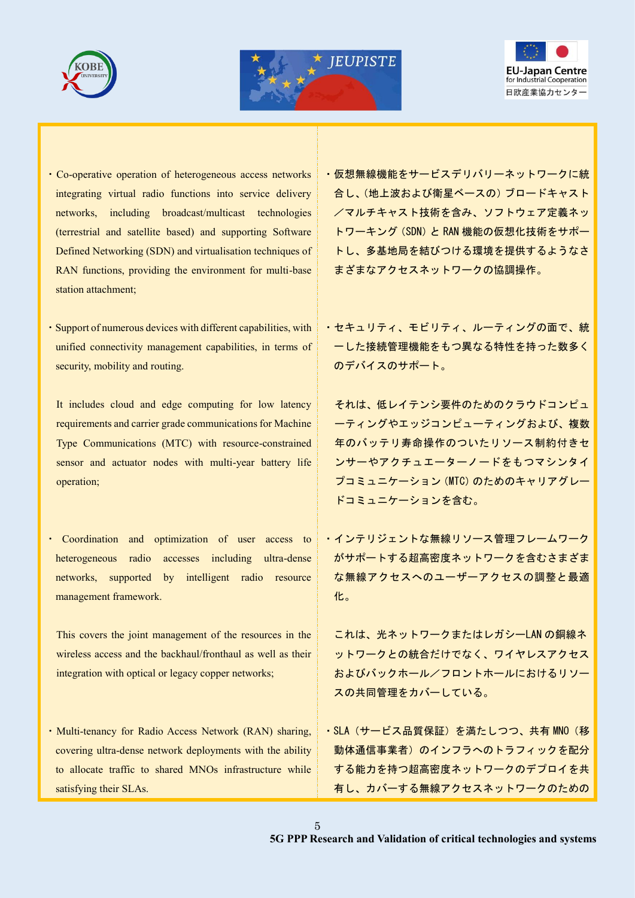・Co-operative operation of heterogeneous access networks integrating virtual radio functions into service delivery networks, including broadcast/multicast technologies (terrestrial and satellite based) and supporting Software Defined Networking (SDN) and virtualisation techniques of RAN functions, providing the environment for multi-base station attachment;

・仮想無線機能をサービスデリバリーネットワークに統合し、（地上波および衛星ベースの）ブロードキャスト／マルチキャスト技術を含み、ソフトウェア定義ネットワーキング（SDN）と RAN 機能の仮想化技術をサポートし、多基地局を結びつける環境を提供するようなさまざまなアクセスネットワークの協調操作。

・Support of numerous devices with different capabilities, with unified connectivity management capabilities, in terms of security, mobility and routing.

・セキュリティ、モビリティ、ルーティングの面で、統一した接続管理機能をもつ異なる特性を持った数多くのデバイスのサポート。

It includes cloud and edge computing for low latency requirements and carrier grade communications for Machine Type Communications (MTC) with resource-constrained sensor and actuator nodes with multi-year battery life operation;

それは、低レイテンシ要件のためのクラウドコンピューティングやエッジコンピューティングおよび、複数年のバッテリ寿命操作のついたリソース制約付きセンサーやアクチュエーターノードをもつマシンタイプコミュニケーション（MTC）のためのキャリアグレードコミュニケーションを含む。

・Coordination and optimization of user access to heterogeneous radio accesses including ultra-dense networks, supported by intelligent radio resource management framework.

・インテリジェントな無線リソース管理フレームワークがサポートする超高密度ネットワークを含むさまざまな無線アクセスへのユーザーアクセスの調整と最適化。

This covers the joint management of the resources in the wireless access and the backhaul/fronthaul as well as their integration with optical or legacy copper networks;

これは、光ネットワークまたはレガシーLAN の銅線ネットワークとの統合だけでなく、ワイヤレスアクセスおよびバックホール／フロントホールにおけるリソースの共同管理をカバーしている。

・Multi-tenancy for Radio Access Network (RAN) sharing, covering ultra-dense network deployments with the ability to allocate traffic to shared MNOs infrastructure while satisfying their SLAs.

・SLA（サービス品質保証）を満たしつつ、共有 MNO（移動体通信事業者）のインフラへのトラフィックを配分する能力を持つ超高密度ネットワークのデプロイを共有し、カバーする無線アクセスネットワークのための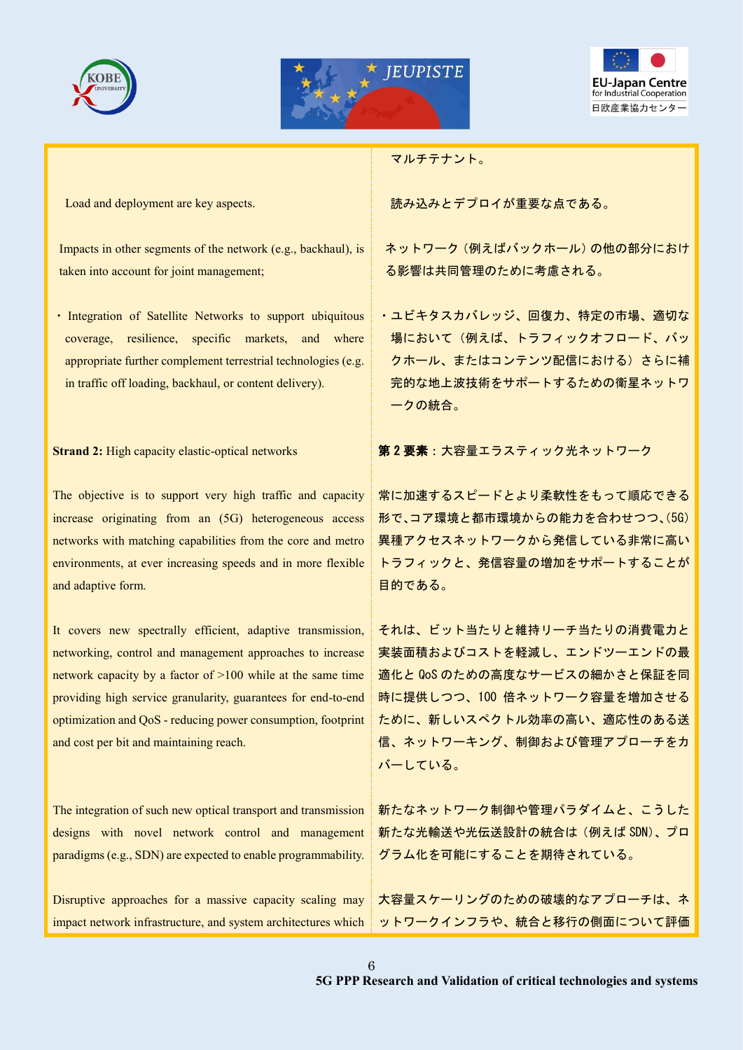マルチテナント。

Load and deployment are key aspects.

読み込みとデプロイが重要な点である。

Impacts in other segments of the network (e.g., backhaul), is taken into account for joint management;

ネットワーク（例えばバックホール）の他の部分における影響は共同管理のために考慮される。

・Integration of Satellite Networks to support ubiquitous coverage, resilience, specific markets, and where appropriate further complement terrestrial technologies (e.g. in traffic off loading, backhaul, or content delivery).

・ユビキタスカバレッジ、回復力、特定の市場、適切な場において（例えば、トラフィックオフロード、バックホール、またはコンテンツ配信における）さらに補完的な地上波技術をサポートするための衛星ネットワークの統合。

**Strand 2:** High capacity elastic-optical networks

**第 2 要素**：大容量エラスティック光ネットワーク

The objective is to support very high traffic and capacity increase originating from an (5G) heterogeneous access networks with matching capabilities from the core and metro environments, at ever increasing speeds and in more flexible and adaptive form.

常に加速するスピードとより柔軟性をもって順応できる形で、コア環境と都市環境からの能力を合わせつつ、(5G) 異種アクセスネットワークから発信している非常に高いトラフィックと、発信容量の増加をサポートすることが目的である。

It covers new spectrally efficient, adaptive transmission, networking, control and management approaches to increase network capacity by a factor of >100 while at the same time providing high service granularity, guarantees for end-to-end optimization and QoS - reducing power consumption, footprint and cost per bit and maintaining reach.

それは、ビット当たりと維持リーチ当たりの消費電力と実装面積およびコストを軽減し、エンドツーエンドの最適化と QoS のための高度なサービスの細かさと保証を同時に提供しつつ、100 倍ネットワーク容量を増加させるために、新しいスペクトル効率の高い、適応性のある送信、ネットワーキング、制御および管理アプローチをカバーしている。

The integration of such new optical transport and transmission designs with novel network control and management paradigms (e.g., SDN) are expected to enable programmability.

新たなネットワーク制御や管理パラダイムと、こうした新たな光輸送や光伝送設計の統合は（例えば SDN）、プログラム化を可能にすることを期待されている。

Disruptive approaches for a massive capacity scaling may impact network infrastructure, and system architectures which

大容量スケーリングのための破壊的なアプローチは、ネットワークインフラや、統合と移行の側面について評価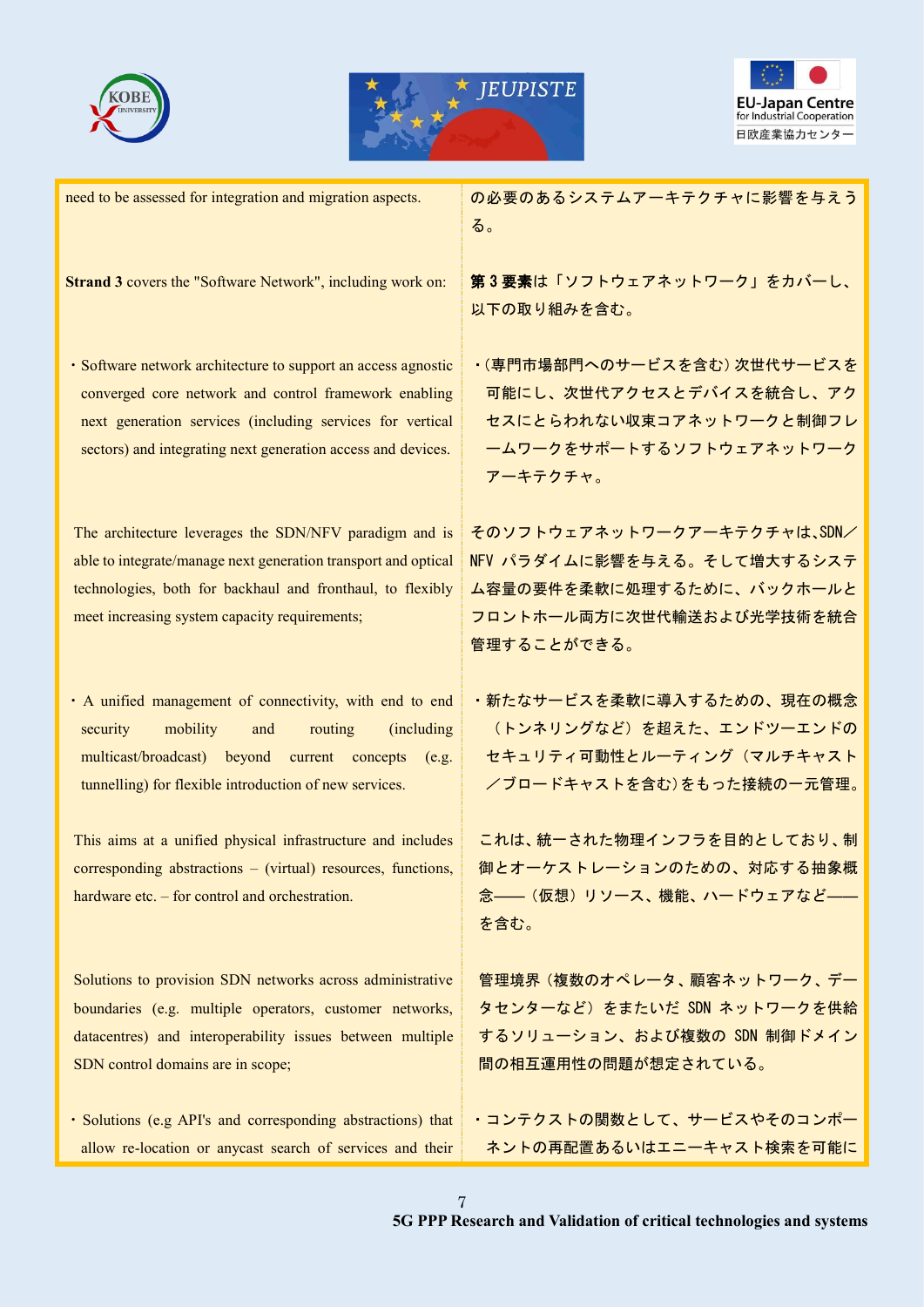| | |
|---|---|
| need to be assessed for integration and migration aspects. | の必要のあるシステムアーキテクチャに影響を与える。 |
| **Strand 3** covers the "Software Network", including work on: | **第 3 要素**は「ソフトウェアネットワーク」をカバーし、以下の取り組みを含む。 |
| ・Software network architecture to support an access agnostic converged core network and control framework enabling next generation services (including services for vertical sectors) and integrating next generation access and devices. | ・(専門市場部門へのサービスを含む) 次世代サービスを可能にし、次世代アクセスとデバイスを統合し、アクセスにとらわれない収束コアネットワークと制御フレームワークをサポートするソフトウェアネットワークアーキテクチャ。 |
| The architecture leverages the SDN/NFV paradigm and is able to integrate/manage next generation transport and optical technologies, both for backhaul and fronthaul, to flexibly meet increasing system capacity requirements; | そのソフトウェアネットワークアーキテクチャは、SDN／NFV パラダイムに影響を与える。そして増大するシステム容量の要件を柔軟に処理するために、バックホールとフロントホール両方に次世代輸送および光学技術を統合管理することができる。 |
| ・A unified management of connectivity, with end to end security mobility and routing (including multicast/broadcast) beyond current concepts (e.g. tunnelling) for flexible introduction of new services. | ・新たなサービスを柔軟に導入するための、現在の概念（トンネリングなど）を超えた、エンドツーエンドのセキュリティ可動性とルーティング（マルチキャスト／ブロードキャストを含む）をもった接続の一元管理。 |
| This aims at a unified physical infrastructure and includes corresponding abstractions – (virtual) resources, functions, hardware etc. – for control and orchestration. | これは、統一された物理インフラを目的としており、制御とオーケストレーションのための、対応する抽象概念――（仮想）リソース、機能、ハードウェアなど――を含む。 |
| Solutions to provision SDN networks across administrative boundaries (e.g. multiple operators, customer networks, datacentres) and interoperability issues between multiple SDN control domains are in scope; | 管理境界（複数のオペレータ、顧客ネットワーク、データセンターなど）をまたいだ SDN ネットワークを供給するソリューション、および複数の SDN 制御ドメイン間の相互運用性の問題が想定されている。 |
| ・Solutions (e.g API's and corresponding abstractions) that allow re-location or anycast search of services and their | ・コンテクストの関数として、サービスやそのコンポーネントの再配置あるいはエニーキャスト検索を可能に |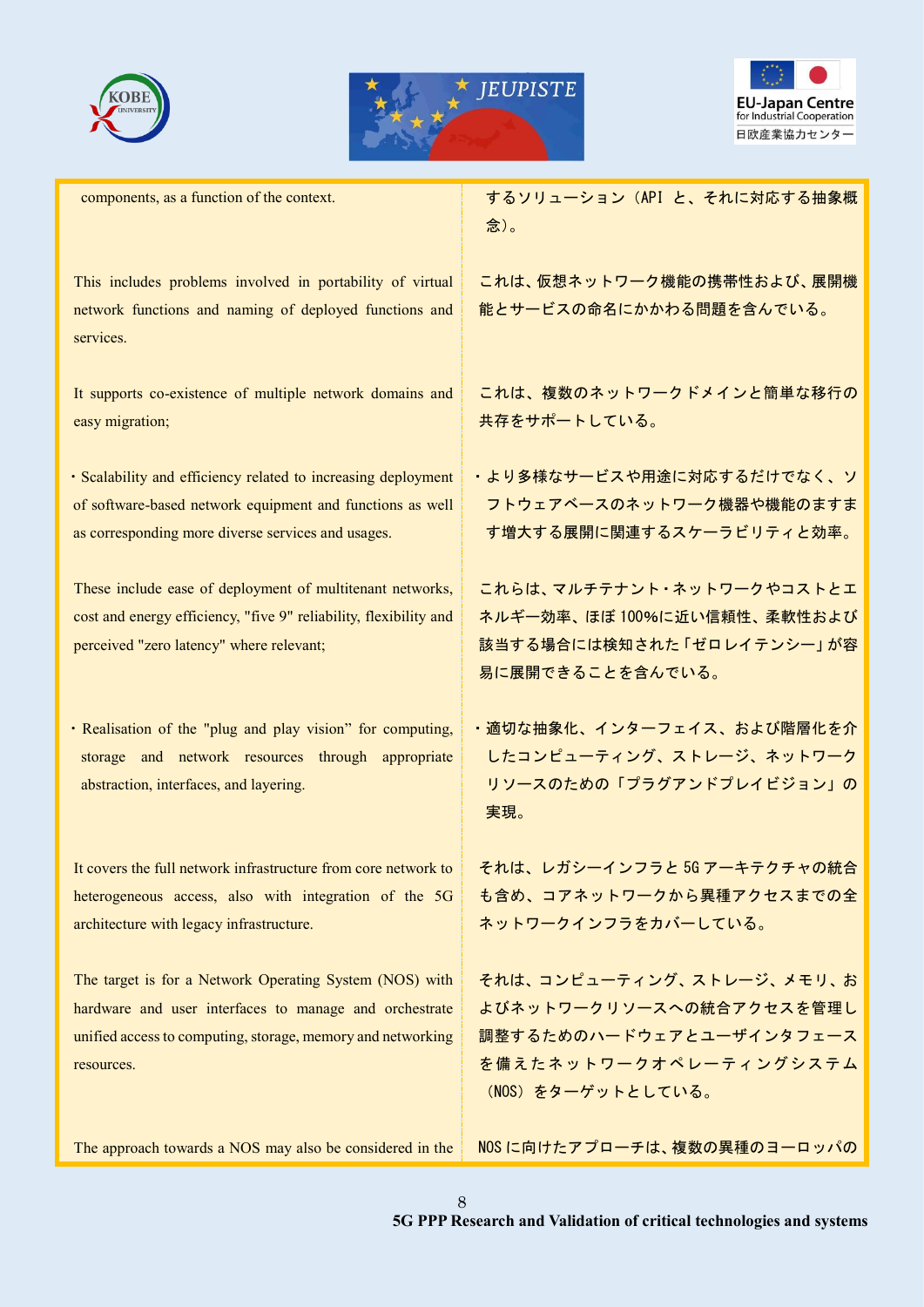| | |
|---|---|
| components, as a function of the context. | するソリューション（API と、それに対応する抽象概念）。 |
| This includes problems involved in portability of virtual network functions and naming of deployed functions and services. | これは、仮想ネットワーク機能の携帯性および、展開機能とサービスの命名にかかわる問題を含んでいる。 |
| It supports co-existence of multiple network domains and easy migration; | これは、複数のネットワークドメインと簡単な移行の共存をサポートしている。 |
| ・Scalability and efficiency related to increasing deployment of software-based network equipment and functions as well as corresponding more diverse services and usages. | ・より多様なサービスや用途に対応するだけでなく、ソフトウェアベースのネットワーク機器や機能のますます増大する展開に関連するスケーラビリティと効率。 |
| These include ease of deployment of multitenant networks, cost and energy efficiency, "five 9" reliability, flexibility and perceived "zero latency" where relevant; | これらは、マルチテナント・ネットワークやコストとエネルギー効率、ほぼ 100%に近い信頼性、柔軟性および該当する場合には検知された「ゼロレイテンシー」が容易に展開できることを含んでいる。 |
| ・Realisation of the "plug and play vision" for computing, storage and network resources through appropriate abstraction, interfaces, and layering. | ・適切な抽象化、インターフェイス、および階層化を介したコンピューティング、ストレージ、ネットワークリソースのための「プラグアンドプレイビジョン」の実現。 |
| It covers the full network infrastructure from core network to heterogeneous access, also with integration of the 5G architecture with legacy infrastructure. | それは、レガシーインフラと 5G アーキテクチャの統合も含め、コアネットワークから異種アクセスまでの全ネットワークインフラをカバーしている。 |
| The target is for a Network Operating System (NOS) with hardware and user interfaces to manage and orchestrate unified access to computing, storage, memory and networking resources. | それは、コンピューティング、ストレージ、メモリ、およびネットワークリソースへの統合アクセスを管理し調整するためのハードウェアとユーザインタフェースを備えたネットワークオペレーティングシステム（NOS）をターゲットとしている。 |
| The approach towards a NOS may also be considered in the | NOS に向けたアプローチは、複数の異種のヨーロッパの |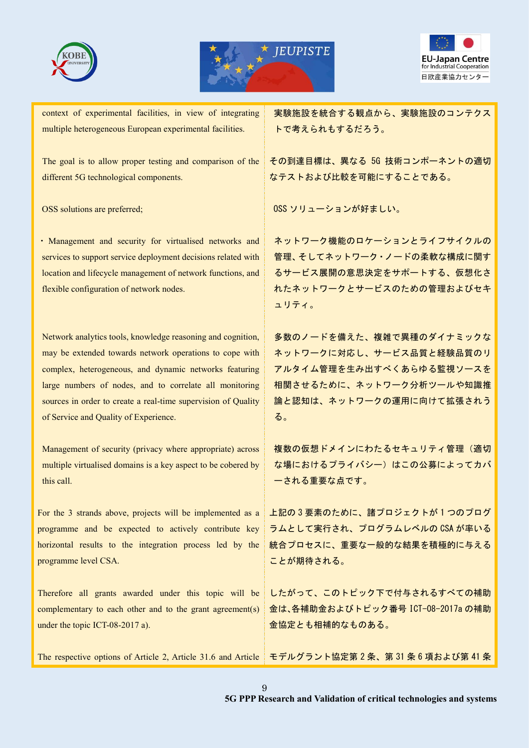| | |
|---|---|
| context of experimental facilities, in view of integrating multiple heterogeneous European experimental facilities. | 実験施設を統合する観点から、実験施設のコンテクストで考えられもするだろう。 |
| The goal is to allow proper testing and comparison of the different 5G technological components. | その到達目標は、異なる 5G 技術コンポーネントの適切なテストおよび比較を可能にすることである。 |
| OSS solutions are preferred; | OSS ソリューションが好ましい。 |
| • Management and security for virtualised networks and services to support service deployment decisions related with location and lifecycle management of network functions, and flexible configuration of network nodes. | ネットワーク機能のロケーションとライフサイクルの管理、そしてネットワーク・ノードの柔軟な構成に関するサービス展開の意思決定をサポートする、仮想化されたネットワークとサービスのための管理およびセキュリティ。 |
| Network analytics tools, knowledge reasoning and cognition, may be extended towards network operations to cope with complex, heterogeneous, and dynamic networks featuring large numbers of nodes, and to correlate all monitoring sources in order to create a real-time supervision of Quality of Service and Quality of Experience. | 多数のノードを備えた、複雑で異種のダイナミックなネットワークに対応し、サービス品質と経験品質のリアルタイム管理を生み出すべくあらゆる監視ソースを相関させるために、ネットワーク分析ツールや知識推論と認知は、ネットワークの運用に向けて拡張されうる。 |
| Management of security (privacy where appropriate) across multiple virtualised domains is a key aspect to be cobered by this call. | 複数の仮想ドメインにわたるセキュリティ管理（適切な場におけるプライバシー）はこの公募によってカバーされる重要な点です。 |
| For the 3 strands above, projects will be implemented as a programme and be expected to actively contribute key horizontal results to the integration process led by the programme level CSA. | 上記の 3 要素のために、諸プロジェクトが 1 つのプログラムとして実行され、プログラムレベルの CSA が率いる統合プロセスに、重要な一般的な結果を積極的に与えることが期待される。 |
| Therefore all grants awarded under this topic will be complementary to each other and to the grant agreement(s) under the topic ICT-08-2017 a). | したがって、このトピック下で付与されるすべての補助金は、各補助金およびトピック番号 ICT-08-2017a の補助金協定とも相補的なものある。 |
| The respective options of Article 2, Article 31.6 and Article | モデルグラント協定第 2 条、第 31 条 6 項および第 41 条 |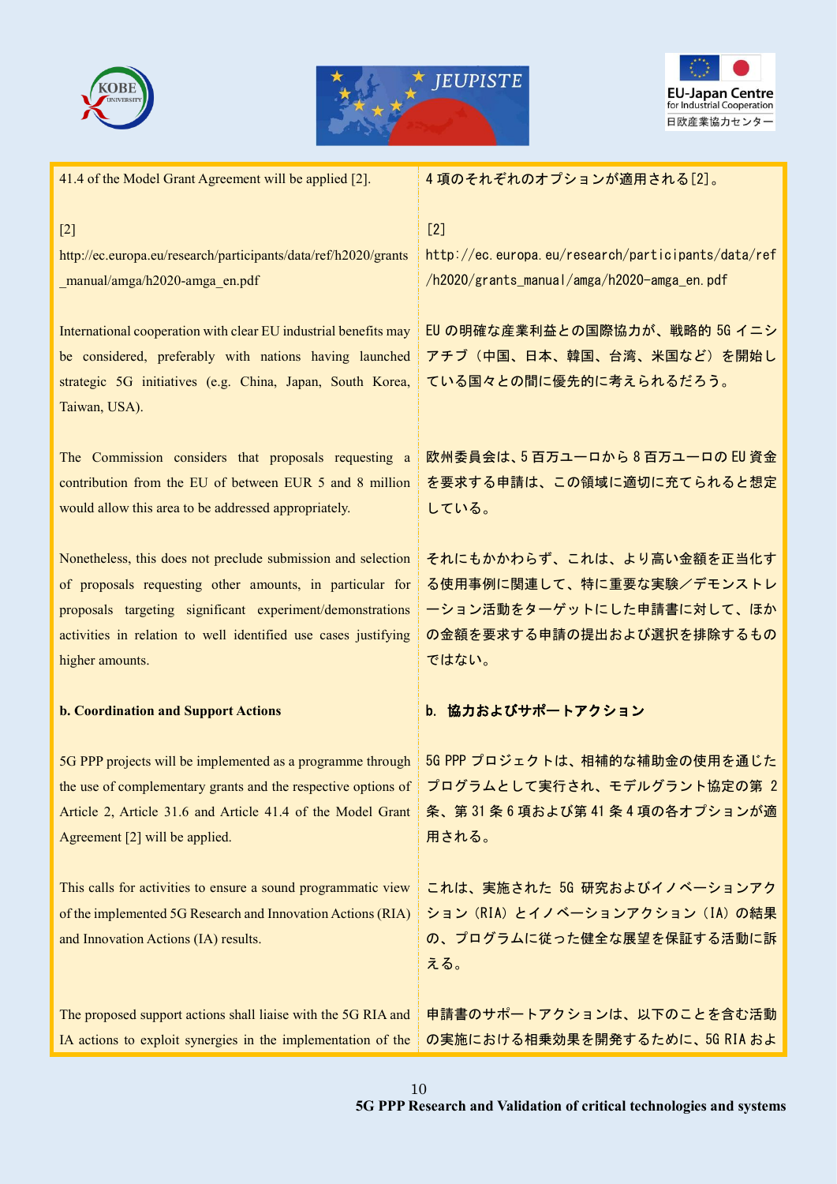| | |
|---|---|
| 41.4 of the Model Grant Agreement will be applied [2]. | 4 項のそれぞれのオプションが適用される[2]。 |
| [2] http://ec.europa.eu/research/participants/data/ref/h2020/grants_manual/amga/h2020-amga_en.pdf | [2] http://ec.europa.eu/research/participants/data/ref/h2020/grants_manual/amga/h2020-amga_en.pdf |
| International cooperation with clear EU industrial benefits may be considered, preferably with nations having launched strategic 5G initiatives (e.g. China, Japan, South Korea, Taiwan, USA). | EU の明確な産業利益との国際協力が、戦略的 5G イニシアチブ（中国、日本、韓国、台湾、米国など）を開始している国々との間に優先的に考えられるだろう。 |
| The Commission considers that proposals requesting a contribution from the EU of between EUR 5 and 8 million would allow this area to be addressed appropriately. | 欧州委員会は、5 百万ユーロから 8 百万ユーロの EU 資金を要求する申請は、この領域に適切に充てられると想定している。 |
| Nonetheless, this does not preclude submission and selection of proposals requesting other amounts, in particular for proposals targeting significant experiment/demonstrations activities in relation to well identified use cases justifying higher amounts. | それにもかかわらず、これは、より高い金額を正当化する使用事例に関連して、特に重要な実験／デモンストレーション活動をターゲットにした申請書に対して、ほかの金額を要求する申請の提出および選択を排除するものではない。 |
| **b. Coordination and Support Actions** | **b. 協力およびサポートアクション** |
| 5G PPP projects will be implemented as a programme through the use of complementary grants and the respective options of Article 2, Article 31.6 and Article 41.4 of the Model Grant Agreement [2] will be applied. | 5G PPP プロジェクトは、相補的な補助金の使用を通じたプログラムとして実行され、モデルグラント協定の第 2 条、第 31 条 6 項および第 41 条 4 項の各オプションが適用される。 |
| This calls for activities to ensure a sound programmatic view of the implemented 5G Research and Innovation Actions (RIA) and Innovation Actions (IA) results. | これは、実施された 5G 研究およびイノベーションアクション（RIA）とイノベーションアクション（IA）の結果の、プログラムに従った健全な展望を保証する活動に訴える。 |
| The proposed support actions shall liaise with the 5G RIA and IA actions to exploit synergies in the implementation of the | 申請書のサポートアクションは、以下のことを含む活動の実施における相乗効果を開発するために、5G RIA およ |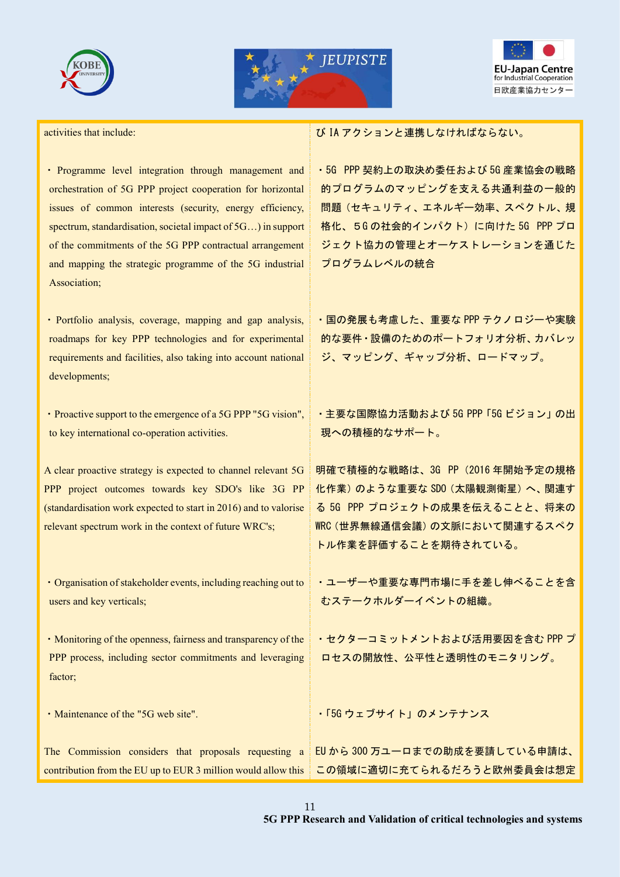| | |
|---|---|
| activities that include: | び IA アクションと連携しなければならない。 |
| ・Programme level integration through management and orchestration of 5G PPP project cooperation for horizontal issues of common interests (security, energy efficiency, spectrum, standardisation, societal impact of 5G…) in support of the commitments of the 5G PPP contractual arrangement and mapping the strategic programme of the 5G industrial Association; | ・5G PPP 契約上の取決め委任および 5G 産業協会の戦略的プログラムのマッピングを支える共通利益の一般的問題（セキュリティ、エネルギー効率、スペクトル、規格化、５G の社会的インパクト）に向けた 5G PPP プロジェクト協力の管理とオーケストレーションを通じたプログラムレベルの統合 |
| ・Portfolio analysis, coverage, mapping and gap analysis, roadmaps for key PPP technologies and for experimental requirements and facilities, also taking into account national developments; | ・国の発展も考慮した、重要な PPP テクノロジーや実験的な要件・設備のためのポートフォリオ分析、カバレッジ、マッピング、ギャップ分析、ロードマップ。 |
| ・Proactive support to the emergence of a 5G PPP "5G vision", to key international co-operation activities. | ・主要な国際協力活動および 5G PPP「5G ビジョン」の出現への積極的なサポート。 |
| A clear proactive strategy is expected to channel relevant 5G PPP project outcomes towards key SDO's like 3G PP (standardisation work expected to start in 2016) and to valorise relevant spectrum work in the context of future WRC's; | 明確で積極的な戦略は、3G PP（2016 年開始予定の規格化作業）のような重要な SDO（太陽観測衛星）へ、関連する 5G PPP プロジェクトの成果を伝えることと、将来の WRC（世界無線通信会議）の文脈において関連するスペクトル作業を評価することを期待されている。 |
| ・Organisation of stakeholder events, including reaching out to users and key verticals; | ・ユーザーや重要な専門市場に手を差し伸べることを含むステークホルダーイベントの組織。 |
| ・Monitoring of the openness, fairness and transparency of the PPP process, including sector commitments and leveraging factor; | ・セクターコミットメントおよび活用要因を含む PPP プロセスの開放性、公平性と透明性のモニタリング。 |
| ・Maintenance of the "5G web site". | ・「5G ウェブサイト」のメンテナンス |
| The Commission considers that proposals requesting a contribution from the EU up to EUR 3 million would allow this | EU から 300 万ユーロまでの助成を要請している申請は、この領域に適切に充てられるだろうと欧州委員会は想定 |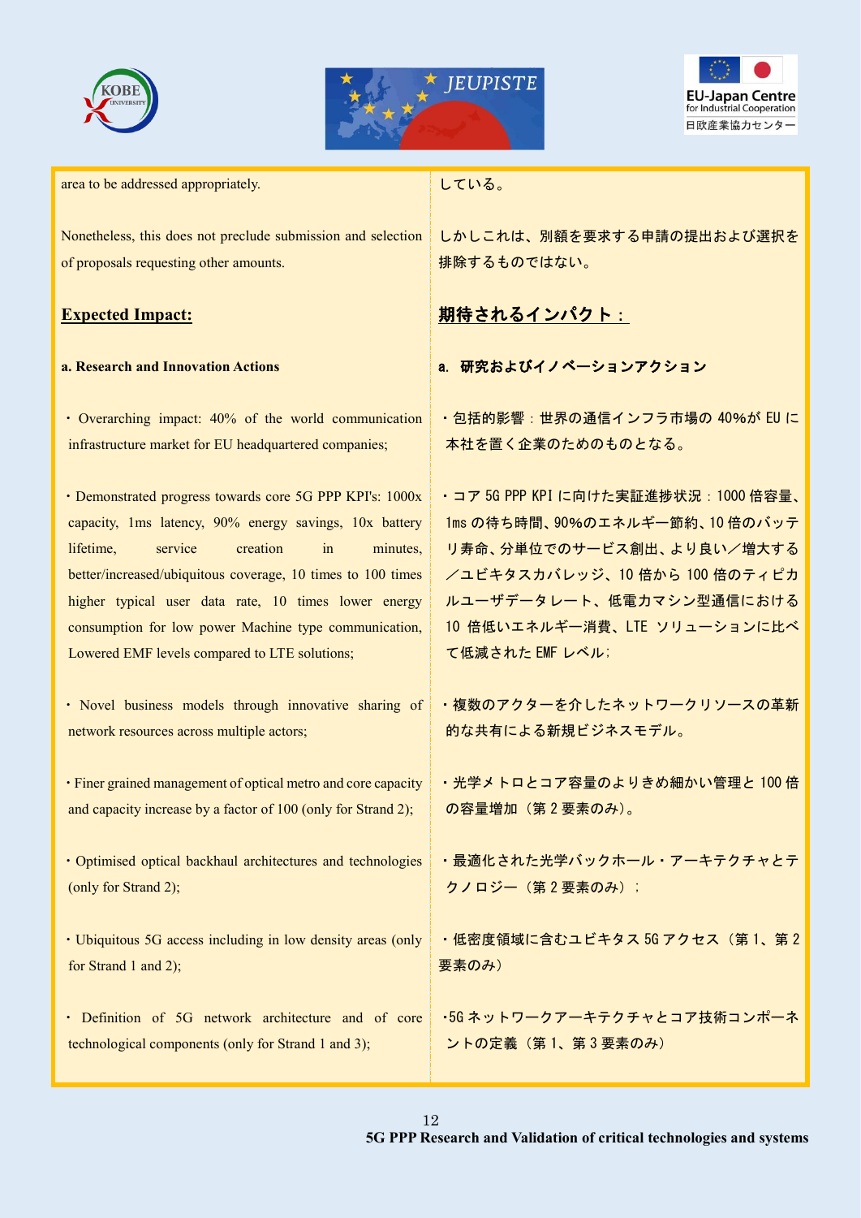area to be addressed appropriately.

している。

Nonetheless, this does not preclude submission and selection of proposals requesting other amounts.

しかしこれは、別額を要求する申請の提出および選択を排除するものではない。

**Expected Impact:**

**期待されるインパクト：**

**a. Research and Innovation Actions**

**a. 研究およびイノベーションアクション**

・Overarching impact: 40% of the world communication infrastructure market for EU headquartered companies;

・包括的影響：世界の通信インフラ市場の 40%が EU に本社を置く企業のためのものとなる。

・Demonstrated progress towards core 5G PPP KPI's: 1000x capacity, 1ms latency, 90% energy savings, 10x battery lifetime, service creation in minutes, better/increased/ubiquitous coverage, 10 times to 100 times higher typical user data rate, 10 times lower energy consumption for low power Machine type communication, Lowered EMF levels compared to LTE solutions;

・コア 5G PPP KPI に向けた実証進捗状況：1000 倍容量、1ms の待ち時間、90%のエネルギー節約、10 倍のバッテリ寿命、分単位でのサービス創出、より良い／増大する／ユビキタスカバレッジ、10 倍から 100 倍のティピカルユーザデータレート、低電力マシン型通信における 10 倍低いエネルギー消費、LTE ソリューションに比べて低減された EMF レベル;

・Novel business models through innovative sharing of network resources across multiple actors;

・複数のアクターを介したネットワークリソースの革新的な共有による新規ビジネスモデル。

・Finer grained management of optical metro and core capacity and capacity increase by a factor of 100 (only for Strand 2);

・光学メトロとコア容量のよりきめ細かい管理と 100 倍の容量増加（第 2 要素のみ）。

・Optimised optical backhaul architectures and technologies (only for Strand 2);

・最適化された光学バックホール・アーキテクチャとテクノロジー（第 2 要素のみ）；

・Ubiquitous 5G access including in low density areas (only for Strand 1 and 2);

・低密度領域に含むユビキタス 5G アクセス（第 1、第 2 要素のみ）

・Definition of 5G network architecture and of core technological components (only for Strand 1 and 3);

・5G ネットワークアーキテクチャとコア技術コンポーネントの定義（第 1、第 3 要素のみ）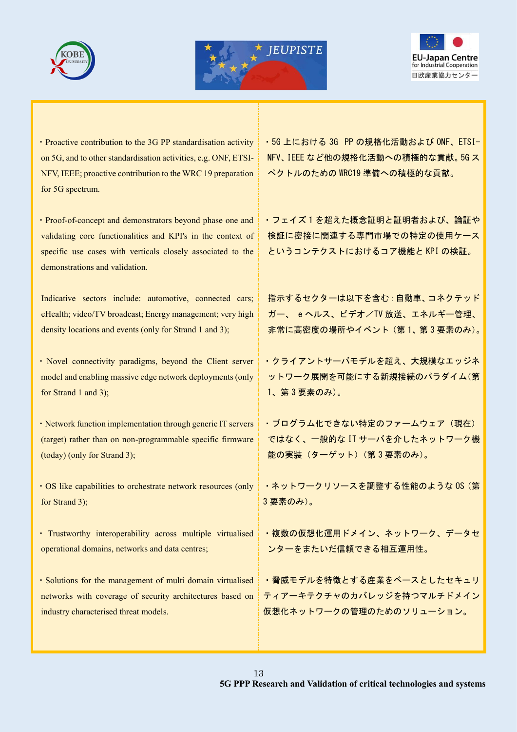・Proactive contribution to the 3G PP standardisation activity on 5G, and to other standardisation activities, e.g. ONF, ETSI-NFV, IEEE; proactive contribution to the WRC 19 preparation for 5G spectrum.

・5G 上における 3G PP の規格化活動および ONF、ETSI-NFV、IEEE など他の規格化活動への積極的な貢献。5G スペクトルのための WRC19 準備への積極的な貢献。

・Proof-of-concept and demonstrators beyond phase one and validating core functionalities and KPI's in the context of specific use cases with verticals closely associated to the demonstrations and validation.

・フェイズ 1 を超えた概念証明と証明者および、論証や検証に密接に関連する専門市場での特定の使用ケースというコンテクストにおけるコア機能と KPI の検証。

Indicative sectors include: automotive, connected cars; eHealth; video/TV broadcast; Energy management; very high density locations and events (only for Strand 1 and 3);

指示するセクターは以下を含む：自動車、コネクテッドカー、 e ヘルス、ビデオ／TV 放送、エネルギー管理、非常に高密度の場所やイベント（第 1、第 3 要素のみ）。

・Novel connectivity paradigms, beyond the Client server model and enabling massive edge network deployments (only for Strand 1 and 3);

・クライアントサーバモデルを超え、大規模なエッジネットワーク展開を可能にする新規接続のパラダイム（第 1、第 3 要素のみ）。

・Network function implementation through generic IT servers (target) rather than on non-programmable specific firmware (today) (only for Strand 3);

・プログラム化できない特定のファームウェア（現在）ではなく、一般的な IT サーバを介したネットワーク機能の実装（ターゲット）（第 3 要素のみ）。

・OS like capabilities to orchestrate network resources (only for Strand 3);

・ネットワークリソースを調整する性能のような OS（第 3 要素のみ）。

・Trustworthy interoperability across multiple virtualised operational domains, networks and data centres;

・複数の仮想化運用ドメイン、ネットワーク、データセンターをまたいだ信頼できる相互運用性。

・Solutions for the management of multi domain virtualised networks with coverage of security architectures based on industry characterised threat models.

・脅威モデルを特徴とする産業をベースとしたセキュリティアーキテクチャのカバレッジを持つマルチドメイン仮想化ネットワークの管理のためのソリューション。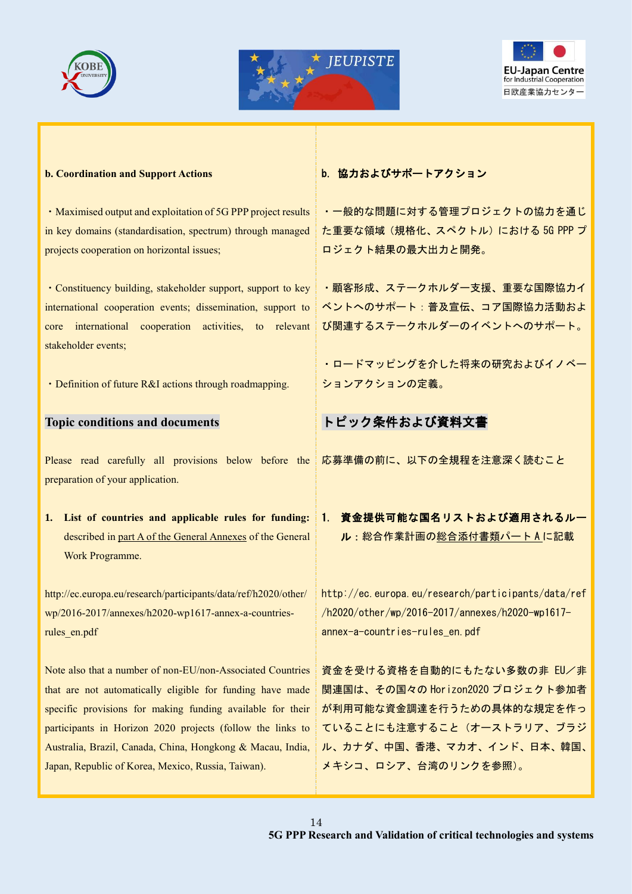**b. Coordination and Support Actions**

・Maximised output and exploitation of 5G PPP project results in key domains (standardisation, spectrum) through managed projects cooperation on horizontal issues;

・Constituency building, stakeholder support, support to key international cooperation events; dissemination, support to core international cooperation activities, to relevant stakeholder events;

・Definition of future R&I actions through roadmapping.

**b. 協力およびサポートアクション**

・一般的な問題に対する管理プロジェクトの協力を通じた重要な領域（規格化、スペクトル）における 5G PPP プロジェクト結果の最大出力と開発。

・顧客形成、ステークホルダー支援、重要な国際協力イベントへのサポート：普及宣伝、コア国際協力活動および関連するステークホルダーのイベントへのサポート。

・ロードマッピングを介した将来の研究およびイノベーションアクションの定義。

## Topic conditions and documents

Please read carefully all provisions below before the preparation of your application.

1. **List of countries and applicable rules for funding:** described in part A of the General Annexes of the General Work Programme.

http://ec.europa.eu/research/participants/data/ref/h2020/other/wp/2016-2017/annexes/h2020-wp1617-annex-a-countries-rules_en.pdf

Note also that a number of non-EU/non-Associated Countries that are not automatically eligible for funding have made specific provisions for making funding available for their participants in Horizon 2020 projects (follow the links to Australia, Brazil, Canada, China, Hongkong & Macau, India, Japan, Republic of Korea, Mexico, Russia, Taiwan).

## トピック条件および資料文書

応募準備の前に、以下の全規程を注意深く読むこと

1. **資金提供可能な国名リストおよび適用されるルール**：総合作業計画の総合添付書類パートAに記載

http://ec.europa.eu/research/participants/data/ref/h2020/other/wp/2016-2017/annexes/h2020-wp1617-annex-a-countries-rules_en.pdf

資金を受ける資格を自動的にもたない多数の非 EU／非関連国は、その国々の Horizon2020 プロジェクト参加者が利用可能な資金調達を行うための具体的な規定を作っていることにも注意すること（オーストラリア、ブラジル、カナダ、中国、香港、マカオ、インド、日本、韓国、メキシコ、ロシア、台湾のリンクを参照）。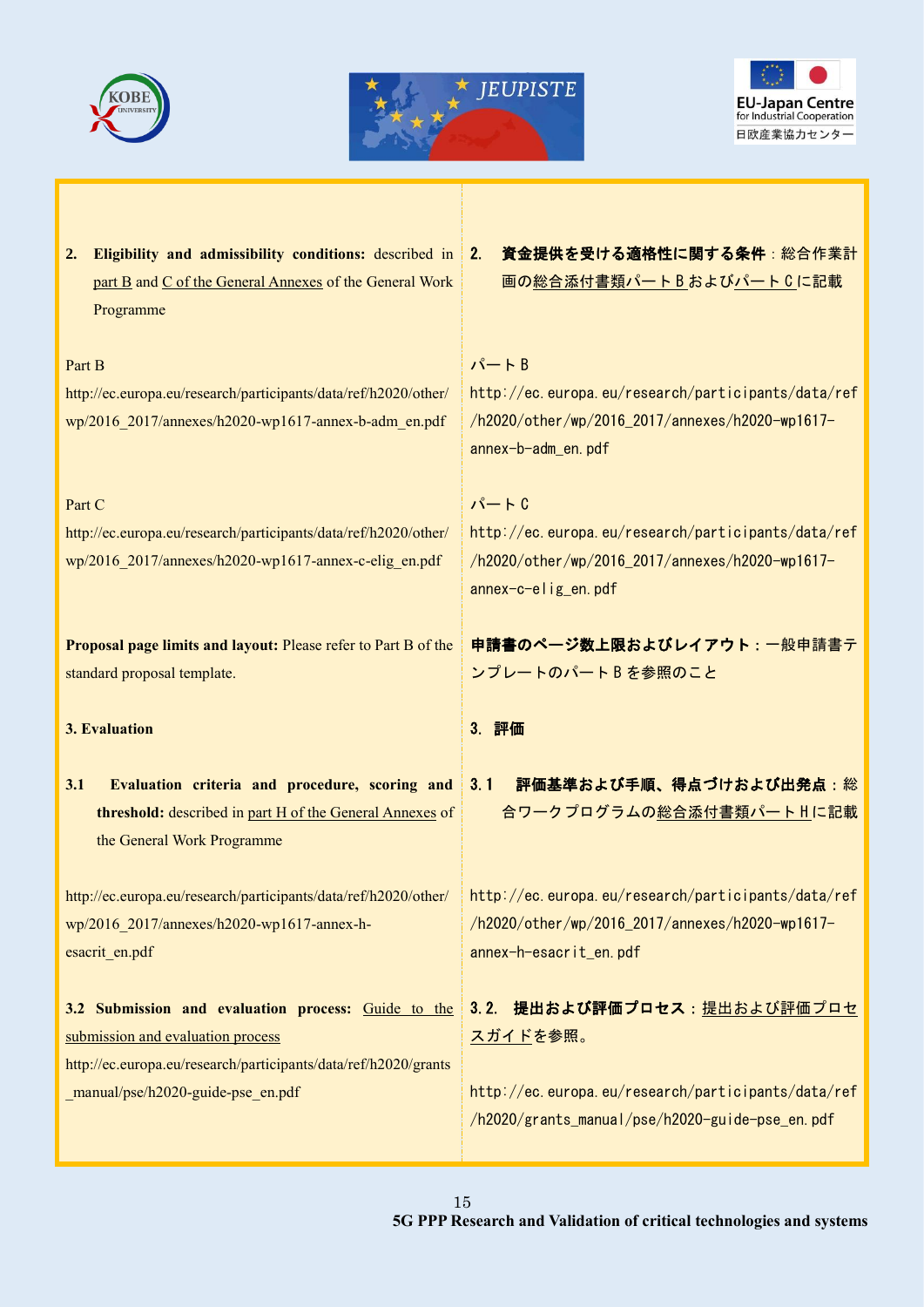**2. Eligibility and admissibility conditions:** described in part B and C of the General Annexes of the General Work Programme

Part B
http://ec.europa.eu/research/participants/data/ref/h2020/other/wp/2016_2017/annexes/h2020-wp1617-annex-b-adm_en.pdf

Part C
http://ec.europa.eu/research/participants/data/ref/h2020/other/wp/2016_2017/annexes/h2020-wp1617-annex-c-elig_en.pdf

**Proposal page limits and layout:** Please refer to Part B of the standard proposal template.

**3. Evaluation**

**3.1 Evaluation criteria and procedure, scoring and threshold:** described in part H of the General Annexes of the General Work Programme

http://ec.europa.eu/research/participants/data/ref/h2020/other/wp/2016_2017/annexes/h2020-wp1617-annex-h-esacrit_en.pdf

**3.2 Submission and evaluation process:** Guide to the submission and evaluation process
http://ec.europa.eu/research/participants/data/ref/h2020/grants_manual/pse/h2020-guide-pse_en.pdf

**2. 資金提供を受ける適格性に関する条件**：総合作業計画の総合添付書類パートＢおよびパートＣに記載

パートＢ
http://ec.europa.eu/research/participants/data/ref/h2020/other/wp/2016_2017/annexes/h2020-wp1617-annex-b-adm_en.pdf

パートＣ
http://ec.europa.eu/research/participants/data/ref/h2020/other/wp/2016_2017/annexes/h2020-wp1617-annex-c-elig_en.pdf

**申請書のページ数上限およびレイアウト**：一般申請書テンプレートのパートＢを参照のこと

**3. 評価**

**3.1 評価基準および手順、得点づけおよび出発点**：総合ワークプログラムの総合添付書類パートＨに記載

http://ec.europa.eu/research/participants/data/ref/h2020/other/wp/2016_2017/annexes/h2020-wp1617-annex-h-esacrit_en.pdf

**3.2. 提出および評価プロセス**：提出および評価プロセスガイドを参照。

http://ec.europa.eu/research/participants/data/ref/h2020/grants_manual/pse/h2020-guide-pse_en.pdf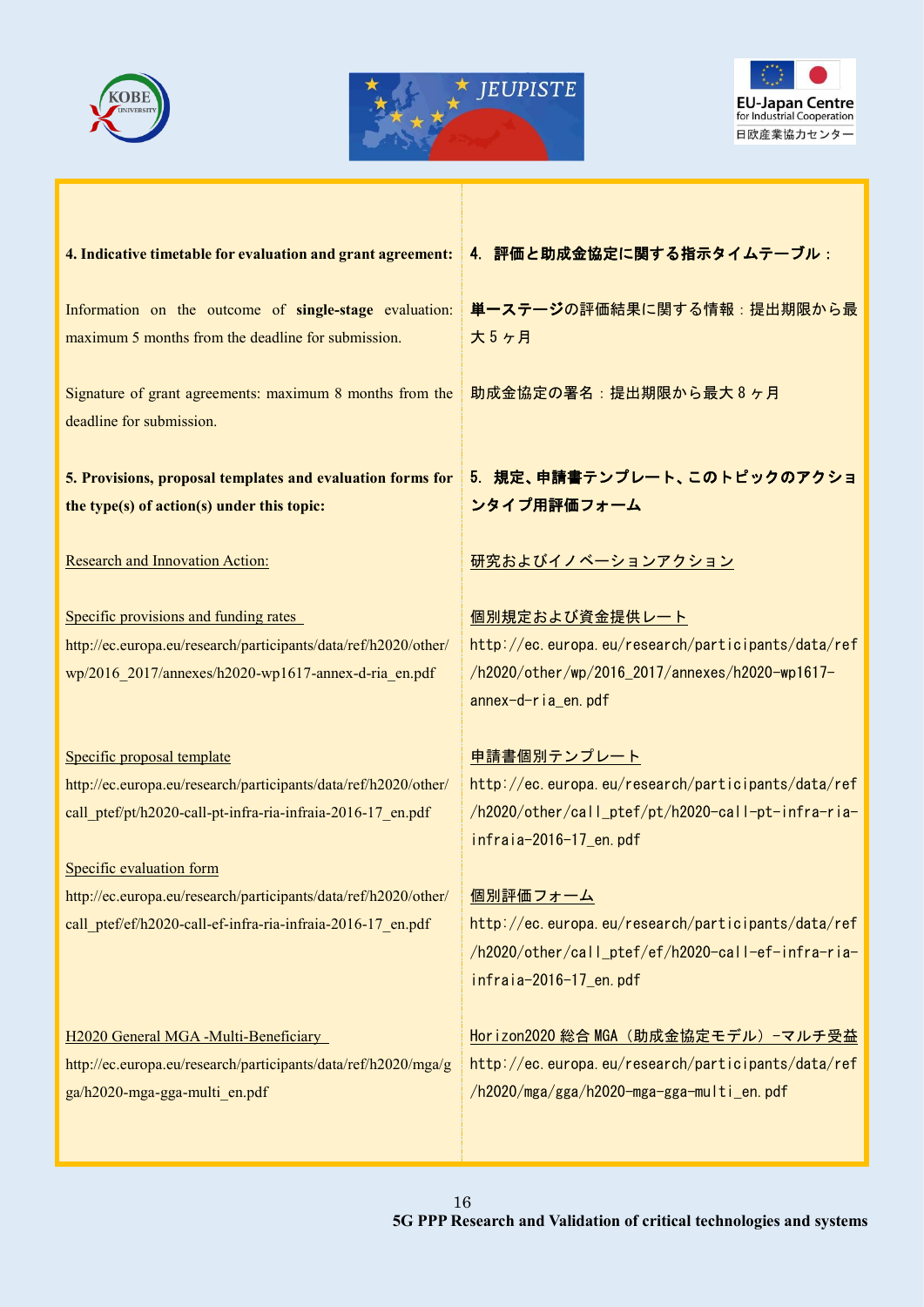| | |
|---|---|
| **4. Indicative timetable for evaluation and grant agreement:** | **4. 評価と助成金協定に関する指示タイムテーブル：** |
| Information on the outcome of **single-stage** evaluation: maximum 5 months from the deadline for submission. | **単一ステージ**の評価結果に関する情報：提出期限から最大５ヶ月 |
| Signature of grant agreements: maximum 8 months from the deadline for submission. | 助成金協定の署名：提出期限から最大８ヶ月 |
| **5. Provisions, proposal templates and evaluation forms for the type(s) of action(s) under this topic:** | **5. 規定、申請書テンプレート、このトピックのアクションタイプ用評価フォーム** |
| Research and Innovation Action: | 研究およびイノベーションアクション |
| Specific provisions and funding rates<br>http://ec.europa.eu/research/participants/data/ref/h2020/other/wp/2016_2017/annexes/h2020-wp1617-annex-d-ria_en.pdf | 個別規定および資金提供レート<br>http://ec.europa.eu/research/participants/data/ref/h2020/other/wp/2016_2017/annexes/h2020-wp1617-annex-d-ria_en.pdf |
| Specific proposal template<br>http://ec.europa.eu/research/participants/data/ref/h2020/other/call_ptef/pt/h2020-call-pt-infra-ria-infraia-2016-17_en.pdf | 申請書個別テンプレート<br>http://ec.europa.eu/research/participants/data/ref/h2020/other/call_ptef/pt/h2020-call-pt-infra-ria-infraia-2016-17_en.pdf |
| Specific evaluation form<br>http://ec.europa.eu/research/participants/data/ref/h2020/other/call_ptef/ef/h2020-call-ef-infra-ria-infraia-2016-17_en.pdf | 個別評価フォーム<br>http://ec.europa.eu/research/participants/data/ref/h2020/other/call_ptef/ef/h2020-call-ef-infra-ria-infraia-2016-17_en.pdf |
| H2020 General MGA -Multi-Beneficiary<br>http://ec.europa.eu/research/participants/data/ref/h2020/mga/gga/h2020-mga-gga-multi_en.pdf | Horizon2020 総合 MGA（助成金協定モデル）-マルチ受益<br>http://ec.europa.eu/research/participants/data/ref/h2020/mga/gga/h2020-mga-gga-multi_en.pdf |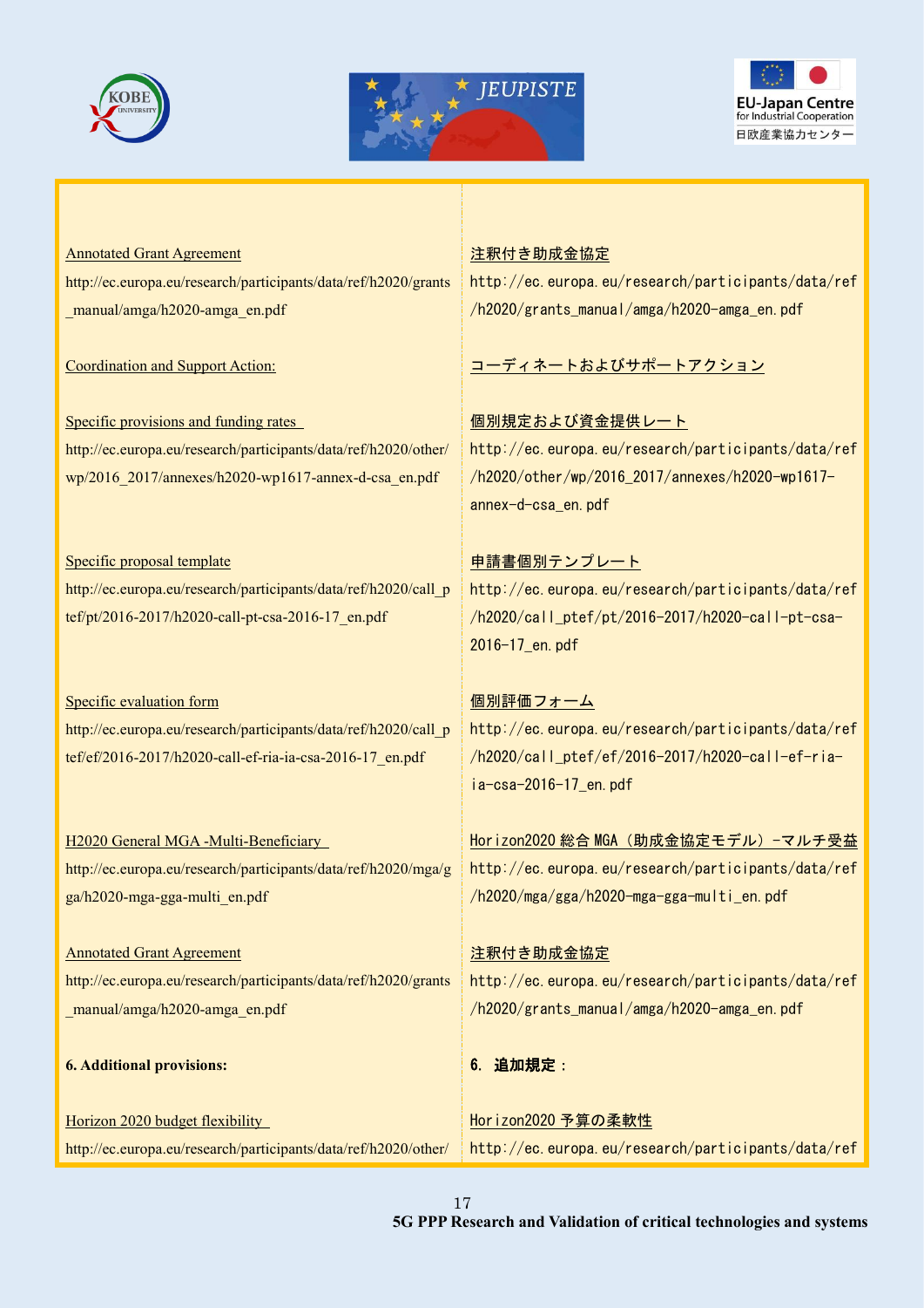| | |
|---|---|
| Annotated Grant Agreement<br>http://ec.europa.eu/research/participants/data/ref/h2020/grants_manual/amga/h2020-amga_en.pdf | 注釈付き助成金協定<br>http://ec.europa.eu/research/participants/data/ref/h2020/grants_manual/amga/h2020-amga_en.pdf |
| Coordination and Support Action: | コーディネートおよびサポートアクション |
| Specific provisions and funding rates<br>http://ec.europa.eu/research/participants/data/ref/h2020/other/wp/2016_2017/annexes/h2020-wp1617-annex-d-csa_en.pdf | 個別規定および資金提供レート<br>http://ec.europa.eu/research/participants/data/ref/h2020/other/wp/2016_2017/annexes/h2020-wp1617-annex-d-csa_en.pdf |
| Specific proposal template<br>http://ec.europa.eu/research/participants/data/ref/h2020/call_ptef/pt/2016-2017/h2020-call-pt-csa-2016-17_en.pdf | 申請書個別テンプレート<br>http://ec.europa.eu/research/participants/data/ref/h2020/call_ptef/pt/2016-2017/h2020-call-pt-csa-2016-17_en.pdf |
| Specific evaluation form<br>http://ec.europa.eu/research/participants/data/ref/h2020/call_ptef/ef/2016-2017/h2020-call-ef-ria-ia-csa-2016-17_en.pdf | 個別評価フォーム<br>http://ec.europa.eu/research/participants/data/ref/h2020/call_ptef/ef/2016-2017/h2020-call-ef-ria-ia-csa-2016-17_en.pdf |
| H2020 General MGA -Multi-Beneficiary<br>http://ec.europa.eu/research/participants/data/ref/h2020/mga/gga/h2020-mga-gga-multi_en.pdf | Horizon2020 総合 MGA（助成金協定モデル）-マルチ受益<br>http://ec.europa.eu/research/participants/data/ref/h2020/mga/gga/h2020-mga-gga-multi_en.pdf |
| Annotated Grant Agreement<br>http://ec.europa.eu/research/participants/data/ref/h2020/grants_manual/amga/h2020-amga_en.pdf | 注釈付き助成金協定<br>http://ec.europa.eu/research/participants/data/ref/h2020/grants_manual/amga/h2020-amga_en.pdf |
| **6. Additional provisions:** | **6. 追加規定：** |
| Horizon 2020 budget flexibility<br>http://ec.europa.eu/research/participants/data/ref/h2020/other/ | Horizon2020 予算の柔軟性<br>http://ec.europa.eu/research/participants/data/ref |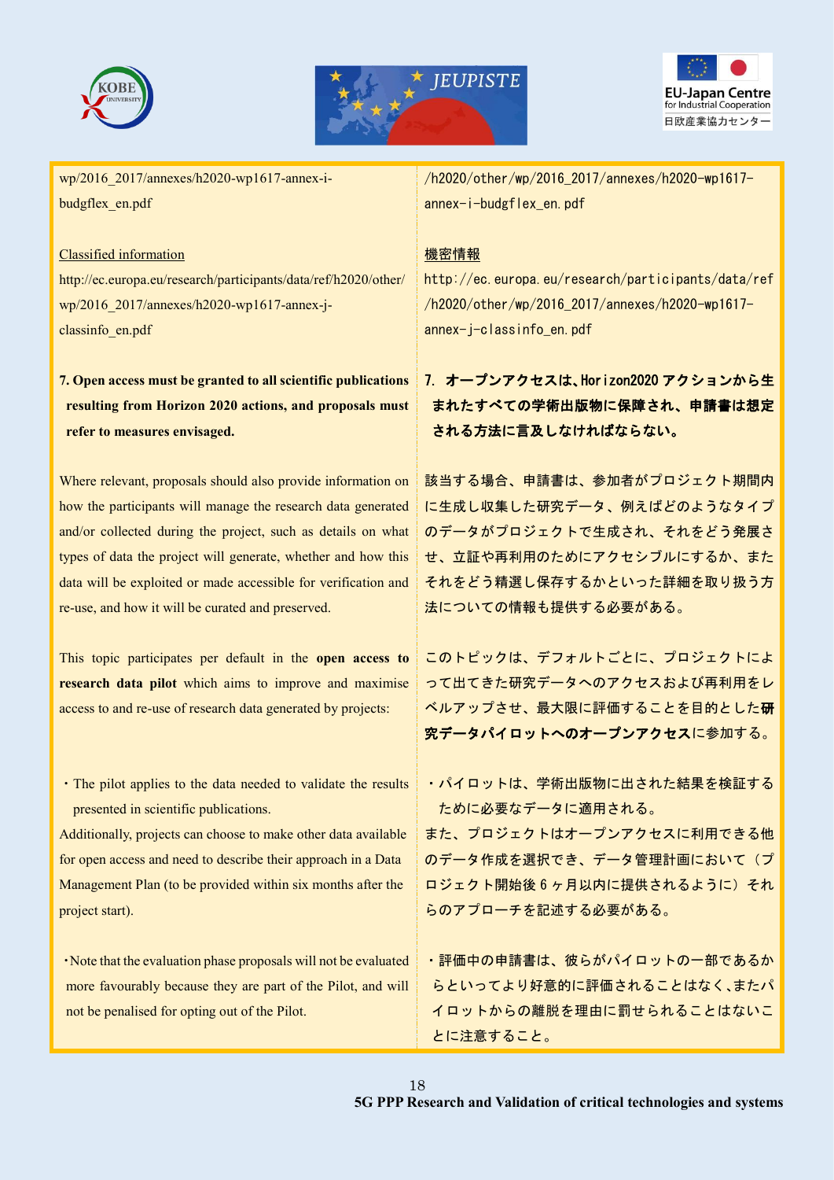wp/2016_2017/annexes/h2020-wp1617-annex-i-budgflex_en.pdf

/h2020/other/wp/2016_2017/annexes/h2020-wp1617-annex-i-budgflex_en.pdf

Classified information

http://ec.europa.eu/research/participants/data/ref/h2020/other/wp/2016_2017/annexes/h2020-wp1617-annex-j-classinfo_en.pdf

機密情報

http://ec.europa.eu/research/participants/data/ref/h2020/other/wp/2016_2017/annexes/h2020-wp1617-annex-j-classinfo_en.pdf

**7. Open access must be granted to all scientific publications resulting from Horizon 2020 actions, and proposals must refer to measures envisaged.**

**7. オープンアクセスは、Horizon2020 アクションから生まれたすべての学術出版物に保障され、申請書は想定される方法に言及しなければならない。**

Where relevant, proposals should also provide information on how the participants will manage the research data generated and/or collected during the project, such as details on what types of data the project will generate, whether and how this data will be exploited or made accessible for verification and re-use, and how it will be curated and preserved.

該当する場合、申請書は、参加者がプロジェクト期間内に生成し収集した研究データ、例えばどのようなタイプのデータがプロジェクトで生成され、それをどう発展させ、立証や再利用のためにアクセシブルにするか、またそれをどう精選し保存するかといった詳細を取り扱う方法についての情報も提供する必要がある。

This topic participates per default in the **open access to research data pilot** which aims to improve and maximise access to and re-use of research data generated by projects:

このトピックは、デフォルトごとに、プロジェクトによって出てきた研究データへのアクセスおよび再利用をレベルアップさせ、最大限に評価することを目的とした**研究データパイロットへのオープンアクセス**に参加する。

- The pilot applies to the data needed to validate the results presented in scientific publications.

Additionally, projects can choose to make other data available for open access and need to describe their approach in a Data Management Plan (to be provided within six months after the project start).

- パイロットは、学術出版物に出された結果を検証するために必要なデータに適用される。

また、プロジェクトはオープンアクセスに利用できる他のデータ作成を選択でき、データ管理計画において（プロジェクト開始後 6 ヶ月以内に提供されるように）それらのアプローチを記述する必要がある。

- Note that the evaluation phase proposals will not be evaluated more favourably because they are part of the Pilot, and will not be penalised for opting out of the Pilot.

- 評価中の申請書は、彼らがパイロットの一部であるからといってより好意的に評価されることはなく、またパイロットからの離脱を理由に罰せられることはないことに注意すること。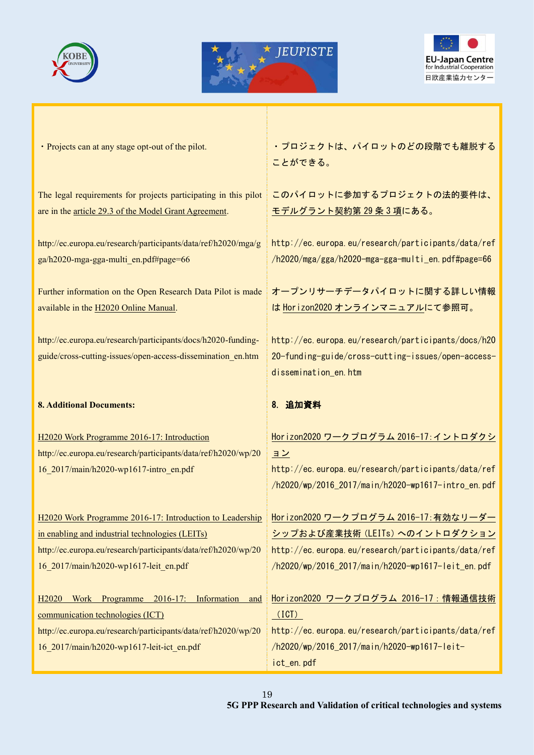・Projects can at any stage opt-out of the pilot.

・プロジェクトは、パイロットのどの段階でも離脱することができる。

The legal requirements for projects participating in this pilot are in the article 29.3 of the Model Grant Agreement.

このパイロットに参加するプロジェクトの法的要件は、モデルグラント契約第 29 条 3 項にある。

http://ec.europa.eu/research/participants/data/ref/h2020/mga/gga/h2020-mga-gga-multi_en.pdf#page=66

http://ec.europa.eu/research/participants/data/ref/h2020/mga/gga/h2020-mga-gga-multi_en.pdf#page=66

Further information on the Open Research Data Pilot is made available in the H2020 Online Manual.

オープンリサーチデータパイロットに関する詳しい情報は Horizon2020 オンラインマニュアルにて参照可。

http://ec.europa.eu/research/participants/docs/h2020-funding-guide/cross-cutting-issues/open-access-dissemination_en.htm

http://ec.europa.eu/research/participants/docs/h2020-funding-guide/cross-cutting-issues/open-access-dissemination_en.htm

**8. Additional Documents:**

**8. 追加資料**

H2020 Work Programme 2016-17: Introduction
http://ec.europa.eu/research/participants/data/ref/h2020/wp/2016_2017/main/h2020-wp1617-intro_en.pdf

Horizon2020 ワークプログラム 2016-17:イントロダクション
http://ec.europa.eu/research/participants/data/ref/h2020/wp/2016_2017/main/h2020-wp1617-intro_en.pdf

H2020 Work Programme 2016-17: Introduction to Leadership in enabling and industrial technologies (LEITs)
http://ec.europa.eu/research/participants/data/ref/h2020/wp/2016_2017/main/h2020-wp1617-leit_en.pdf

Horizon2020 ワークプログラム 2016-17:有効なリーダーシップおよび産業技術 (LEITs) へのイントロダクション
http://ec.europa.eu/research/participants/data/ref/h2020/wp/2016_2017/main/h2020-wp1617-leit_en.pdf

H2020 Work Programme 2016-17: Information and communication technologies (ICT)
http://ec.europa.eu/research/participants/data/ref/h2020/wp/2016_2017/main/h2020-wp1617-leit-ict_en.pdf

Horizon2020 ワークプログラム 2016-17：情報通信技術 (ICT)
http://ec.europa.eu/research/participants/data/ref/h2020/wp/2016_2017/main/h2020-wp1617-leit-ict_en.pdf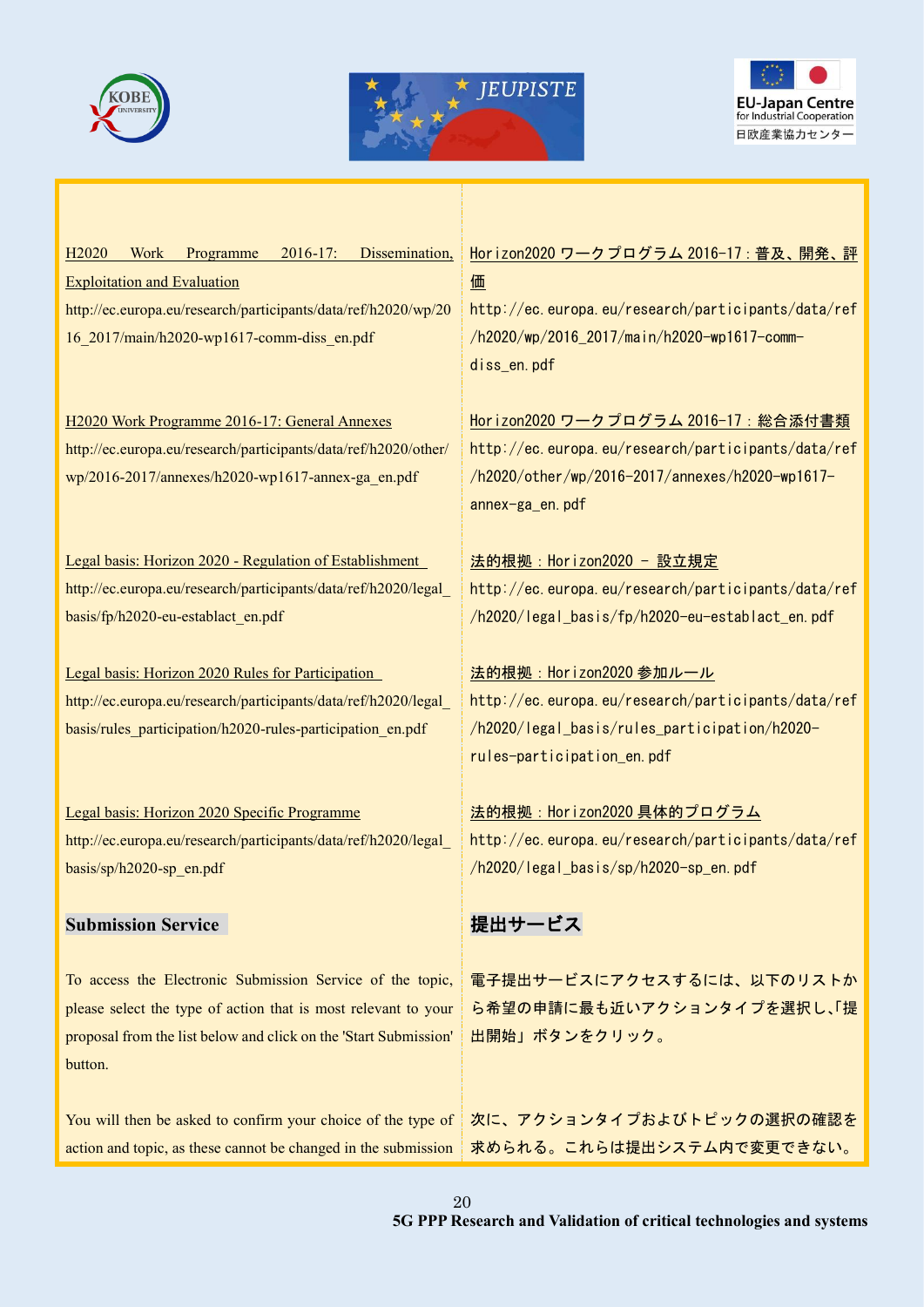H2020 Work Programme 2016-17: Dissemination, Exploitation and Evaluation
http://ec.europa.eu/research/participants/data/ref/h2020/wp/2016_2017/main/h2020-wp1617-comm-diss_en.pdf

Horizon2020 ワークプログラム 2016-17：普及、開発、評価
http://ec.europa.eu/research/participants/data/ref/h2020/wp/2016_2017/main/h2020-wp1617-comm-diss_en.pdf

H2020 Work Programme 2016-17: General Annexes
http://ec.europa.eu/research/participants/data/ref/h2020/other/wp/2016-2017/annexes/h2020-wp1617-annex-ga_en.pdf

Horizon2020 ワークプログラム 2016-17：総合添付書類
http://ec.europa.eu/research/participants/data/ref/h2020/other/wp/2016-2017/annexes/h2020-wp1617-annex-ga_en.pdf

Legal basis: Horizon 2020 - Regulation of Establishment
http://ec.europa.eu/research/participants/data/ref/h2020/legal_basis/fp/h2020-eu-establact_en.pdf

法的根拠：Horizon2020 – 設立規定
http://ec.europa.eu/research/participants/data/ref/h2020/legal_basis/fp/h2020-eu-establact_en.pdf

Legal basis: Horizon 2020 Rules for Participation
http://ec.europa.eu/research/participants/data/ref/h2020/legal_basis/rules_participation/h2020-rules-participation_en.pdf

法的根拠：Horizon2020 参加ルール
http://ec.europa.eu/research/participants/data/ref/h2020/legal_basis/rules_participation/h2020-rules-participation_en.pdf

Legal basis: Horizon 2020 Specific Programme
http://ec.europa.eu/research/participants/data/ref/h2020/legal_basis/sp/h2020-sp_en.pdf

法的根拠：Horizon2020 具体的プログラム
http://ec.europa.eu/research/participants/data/ref/h2020/legal_basis/sp/h2020-sp_en.pdf

## Submission Service

## 提出サービス

To access the Electronic Submission Service of the topic, please select the type of action that is most relevant to your proposal from the list below and click on the 'Start Submission' button.

電子提出サービスにアクセスするには、以下のリストから希望の申請に最も近いアクションタイプを選択し、｢提出開始」ボタンをクリック。

You will then be asked to confirm your choice of the type of action and topic, as these cannot be changed in the submission

次に、アクションタイプおよびトピックの選択の確認を求められる。これらは提出システム内で変更できない。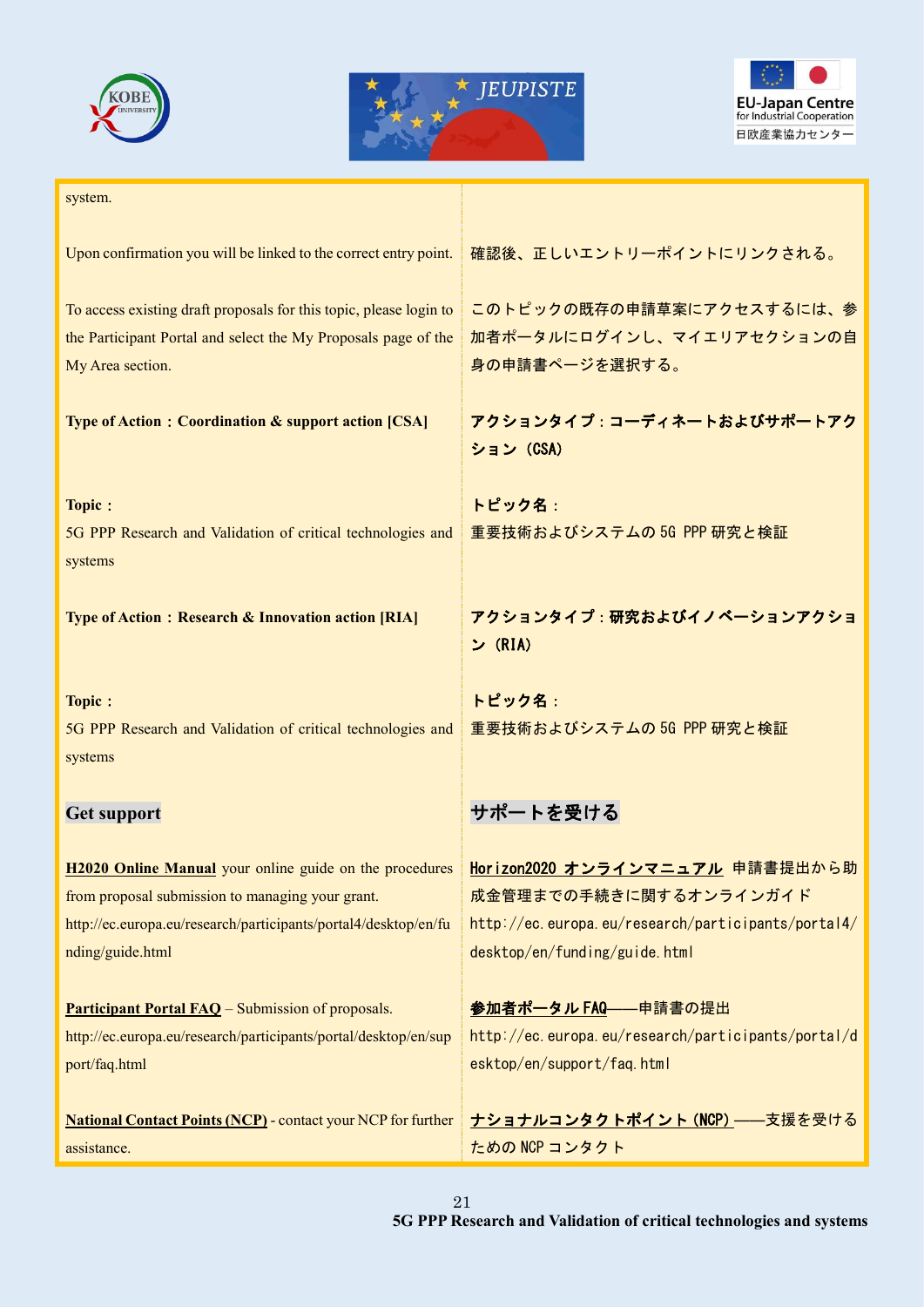| | |
|---|---|
| system. | |
| Upon confirmation you will be linked to the correct entry point. | 確認後、正しいエントリーポイントにリンクされる。 |
| To access existing draft proposals for this topic, please login to the Participant Portal and select the My Proposals page of the My Area section. | このトピックの既存の申請草案にアクセスするには、参加者ポータルにログインし、マイエリアセクションの自身の申請書ページを選択する。 |
| **Type of Action：Coordination & support action [CSA]** | **アクションタイプ：コーディネートおよびサポートアクション（CSA）** |
| **Topic：**<br>5G PPP Research and Validation of critical technologies and systems | **トピック名：**<br>重要技術およびシステムの 5G PPP 研究と検証 |
| **Type of Action：Research & Innovation action [RIA]** | **アクションタイプ：研究およびイノベーションアクション（RIA）** |
| **Topic：**<br>5G PPP Research and Validation of critical technologies and systems | **トピック名：**<br>重要技術およびシステムの 5G PPP 研究と検証 |
| **Get support** | **サポートを受ける** |
| **H2020 Online Manual** your online guide on the procedures from proposal submission to managing your grant.<br>http://ec.europa.eu/research/participants/portal4/desktop/en/funding/guide.html | **Horizon2020 オンラインマニュアル** 申請書提出から助成金管理までの手続きに関するオンラインガイド<br>http://ec.europa.eu/research/participants/portal4/desktop/en/funding/guide.html |
| **Participant Portal FAQ** – Submission of proposals.<br>http://ec.europa.eu/research/participants/portal/desktop/en/support/faq.html | **参加者ポータル FAQ**――申請書の提出<br>http://ec.europa.eu/research/participants/portal/desktop/en/support/faq.html |
| **National Contact Points (NCP)** - contact your NCP for further assistance. | **ナショナルコンタクトポイント（NCP）**――支援を受けるための NCP コンタクト |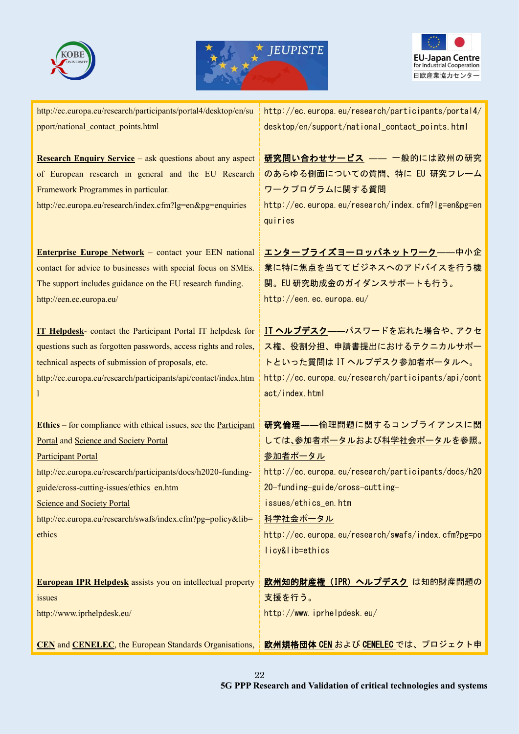| | |
|---|---|
| http://ec.europa.eu/research/participants/portal4/desktop/en/support/national_contact_points.html | http://ec.europa.eu/research/participants/portal4/desktop/en/support/national_contact_points.html |
| **Research Enquiry Service** – ask questions about any aspect of European research in general and the EU Research Framework Programmes in particular.<br>http://ec.europa.eu/research/index.cfm?lg=en&pg=enquiries | **研究問い合わせサービス** —— 一般的には欧州の研究のあらゆる側面についての質問、特に EU 研究フレームワークプログラムに関する質問<br>http://ec.europa.eu/research/index.cfm?lg=en&pg=enquiries |
| **Enterprise Europe Network** – contact your EEN national contact for advice to businesses with special focus on SMEs. The support includes guidance on the EU research funding.<br>http://een.ec.europa.eu/ | **エンタープライズヨーロッパネットワーク**——中小企業に特に焦点を当ててビジネスへのアドバイスを行う機関。EU 研究助成金のガイダンスサポートも行う。<br>http://een.ec.europa.eu/ |
| **IT Helpdesk**- contact the Participant Portal IT helpdesk for questions such as forgotten passwords, access rights and roles, technical aspects of submission of proposals, etc.<br>http://ec.europa.eu/research/participants/api/contact/index.html | **IT ヘルプデスク**——パスワードを忘れた場合や、アクセス権、役割分担、申請書提出におけるテクニカルサポートといった質問は IT ヘルプデスク参加者ポータルへ。<br>http://ec.europa.eu/research/participants/api/contact/index.html |
| **Ethics** – for compliance with ethical issues, see the Participant Portal and Science and Society Portal<br>Participant Portal<br>http://ec.europa.eu/research/participants/docs/h2020-funding-guide/cross-cutting-issues/ethics_en.htm<br>Science and Society Portal<br>http://ec.europa.eu/research/swafs/index.cfm?pg=policy&lib=ethics | **研究倫理**——倫理問題に関するコンプライアンスに関しては、参加者ポータルおよび科学社会ポータルを参照。<br>参加者ポータル<br>http://ec.europa.eu/research/participants/docs/h2020-funding-guide/cross-cutting-issues/ethics_en.htm<br>科学社会ポータル<br>http://ec.europa.eu/research/swafs/index.cfm?pg=policy&lib=ethics |
| **European IPR Helpdesk** assists you on intellectual property issues<br>http://www.iprhelpdesk.eu/ | **欧州知的財産権（IPR）ヘルプデスク** は知的財産問題の支援を行う。<br>http://www.iprhelpdesk.eu/ |
| **CEN** and **CENELEC**, the European Standards Organisations, | **欧州規格団体 CEN** および **CENELEC** では、プロジェクト申 |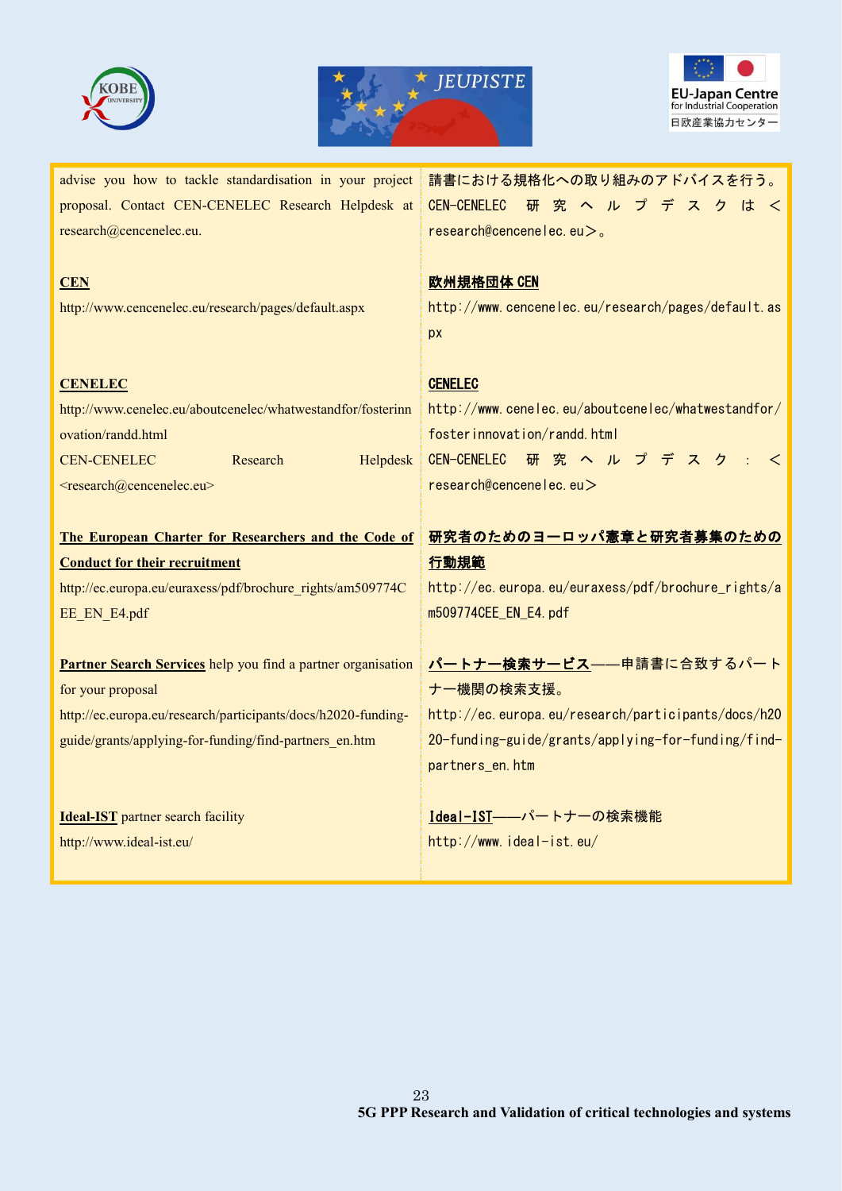advise you how to tackle standardisation in your project proposal. Contact CEN-CENELEC Research Helpdesk at research@cencenelec.eu.

請書における規格化への取り組みのアドバイスを行う。CEN-CENELEC 研究ヘルプデスクは＜research@cencenelec.eu＞。

**CEN**

http://www.cencenelec.eu/research/pages/default.aspx

**欧州規格団体 CEN**

http://www.cencenelec.eu/research/pages/default.aspx

**CENELEC**

http://www.cenelec.eu/aboutcenelec/whatwestandfor/fosterinnovation/randd.html

CEN-CENELEC Research Helpdesk <research@cencenelec.eu>

**CENELEC**

http://www.cenelec.eu/aboutcenelec/whatwestandfor/fosterinnovation/randd.html

CEN-CENELEC 研究ヘルプデスク：＜research@cencenelec.eu＞

**The European Charter for Researchers and the Code of Conduct for their recruitment**

http://ec.europa.eu/euraxess/pdf/brochure_rights/am509774CEE_EN_E4.pdf

**研究者のためのヨーロッパ憲章と研究者募集のための行動規範**

http://ec.europa.eu/euraxess/pdf/brochure_rights/am509774CEE_EN_E4.pdf

**Partner Search Services** help you find a partner organisation for your proposal

http://ec.europa.eu/research/participants/docs/h2020-funding-guide/grants/applying-for-funding/find-partners_en.htm

**パートナー検索サービス**――申請書に合致するパートナー機関の検索支援。

http://ec.europa.eu/research/participants/docs/h2020-funding-guide/grants/applying-for-funding/find-partners_en.htm

**Ideal-IST** partner search facility

http://www.ideal-ist.eu/

**Ideal-IST**――パートナーの検索機能

http://www.ideal-ist.eu/